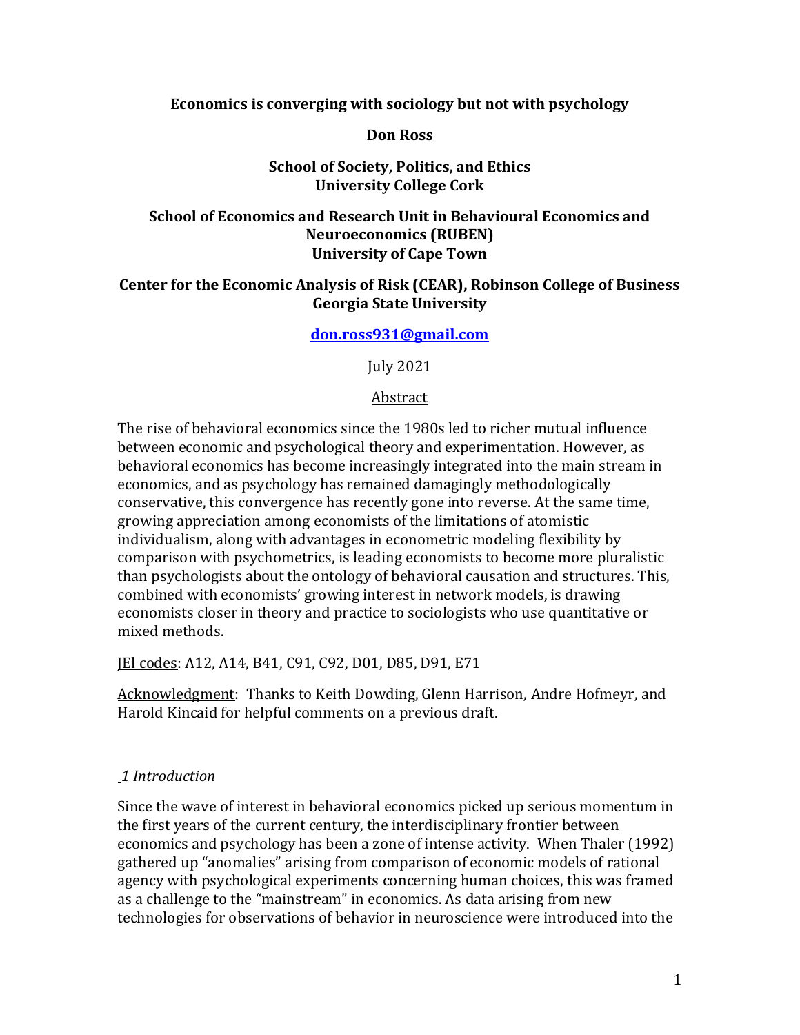**Economics is converging with sociology but not with psychology**

**Don Ross**

**School of Society, Politics, and Ethics**
**University College Cork**

**School of Economics and Research Unit in Behavioural Economics and Neuroeconomics (RUBEN)**
**University of Cape Town**

**Center for the Economic Analysis of Risk (CEAR), Robinson College of Business**
**Georgia State University**

**don.ross931@gmail.com**

July 2021

Abstract

The rise of behavioral economics since the 1980s led to richer mutual influence between economic and psychological theory and experimentation. However, as behavioral economics has become increasingly integrated into the main stream in economics, and as psychology has remained damagingly methodologically conservative, this convergence has recently gone into reverse. At the same time, growing appreciation among economists of the limitations of atomistic individualism, along with advantages in econometric modeling flexibility by comparison with psychometrics, is leading economists to become more pluralistic than psychologists about the ontology of behavioral causation and structures. This, combined with economists' growing interest in network models, is drawing economists closer in theory and practice to sociologists who use quantitative or mixed methods.

JEl codes: A12, A14, B41, C91, C92, D01, D85, D91, E71

Acknowledgment: Thanks to Keith Dowding, Glenn Harrison, Andre Hofmeyr, and Harold Kincaid for helpful comments on a previous draft.

## *1 Introduction*

Since the wave of interest in behavioral economics picked up serious momentum in the first years of the current century, the interdisciplinary frontier between economics and psychology has been a zone of intense activity. When Thaler (1992) gathered up "anomalies" arising from comparison of economic models of rational agency with psychological experiments concerning human choices, this was framed as a challenge to the "mainstream" in economics. As data arising from new technologies for observations of behavior in neuroscience were introduced into the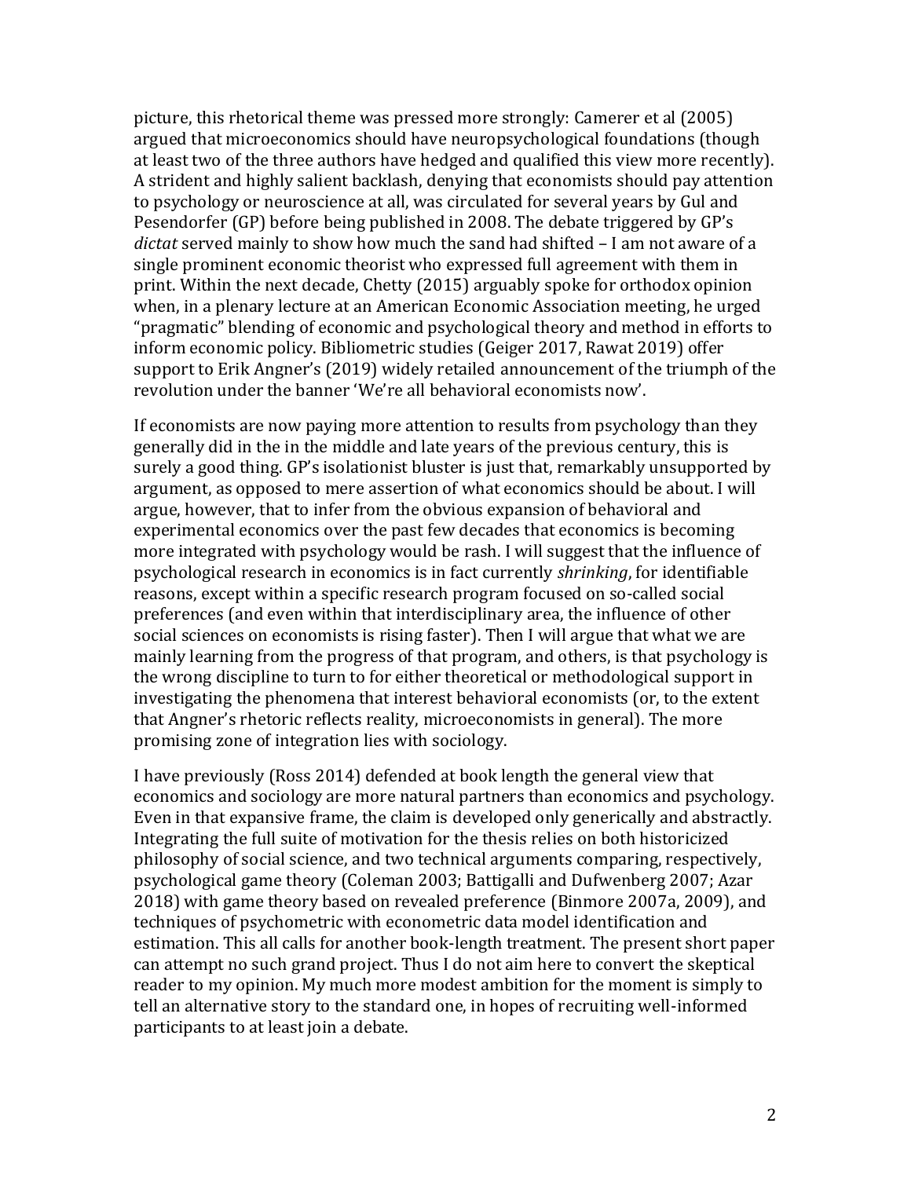picture, this rhetorical theme was pressed more strongly: Camerer et al (2005) argued that microeconomics should have neuropsychological foundations (though at least two of the three authors have hedged and qualified this view more recently). A strident and highly salient backlash, denying that economists should pay attention to psychology or neuroscience at all, was circulated for several years by Gul and Pesendorfer (GP) before being published in 2008. The debate triggered by GP's *dictat* served mainly to show how much the sand had shifted – I am not aware of a single prominent economic theorist who expressed full agreement with them in print. Within the next decade, Chetty (2015) arguably spoke for orthodox opinion when, in a plenary lecture at an American Economic Association meeting, he urged "pragmatic" blending of economic and psychological theory and method in efforts to inform economic policy. Bibliometric studies (Geiger 2017, Rawat 2019) offer support to Erik Angner's (2019) widely retailed announcement of the triumph of the revolution under the banner 'We're all behavioral economists now'.

If economists are now paying more attention to results from psychology than they generally did in the in the middle and late years of the previous century, this is surely a good thing. GP's isolationist bluster is just that, remarkably unsupported by argument, as opposed to mere assertion of what economics should be about. I will argue, however, that to infer from the obvious expansion of behavioral and experimental economics over the past few decades that economics is becoming more integrated with psychology would be rash. I will suggest that the influence of psychological research in economics is in fact currently *shrinking*, for identifiable reasons, except within a specific research program focused on so-called social preferences (and even within that interdisciplinary area, the influence of other social sciences on economists is rising faster). Then I will argue that what we are mainly learning from the progress of that program, and others, is that psychology is the wrong discipline to turn to for either theoretical or methodological support in investigating the phenomena that interest behavioral economists (or, to the extent that Angner's rhetoric reflects reality, microeconomists in general). The more promising zone of integration lies with sociology.

I have previously (Ross 2014) defended at book length the general view that economics and sociology are more natural partners than economics and psychology. Even in that expansive frame, the claim is developed only generically and abstractly. Integrating the full suite of motivation for the thesis relies on both historicized philosophy of social science, and two technical arguments comparing, respectively, psychological game theory (Coleman 2003; Battigalli and Dufwenberg 2007; Azar 2018) with game theory based on revealed preference (Binmore 2007a, 2009), and techniques of psychometric with econometric data model identification and estimation. This all calls for another book-length treatment. The present short paper can attempt no such grand project. Thus I do not aim here to convert the skeptical reader to my opinion. My much more modest ambition for the moment is simply to tell an alternative story to the standard one, in hopes of recruiting well-informed participants to at least join a debate.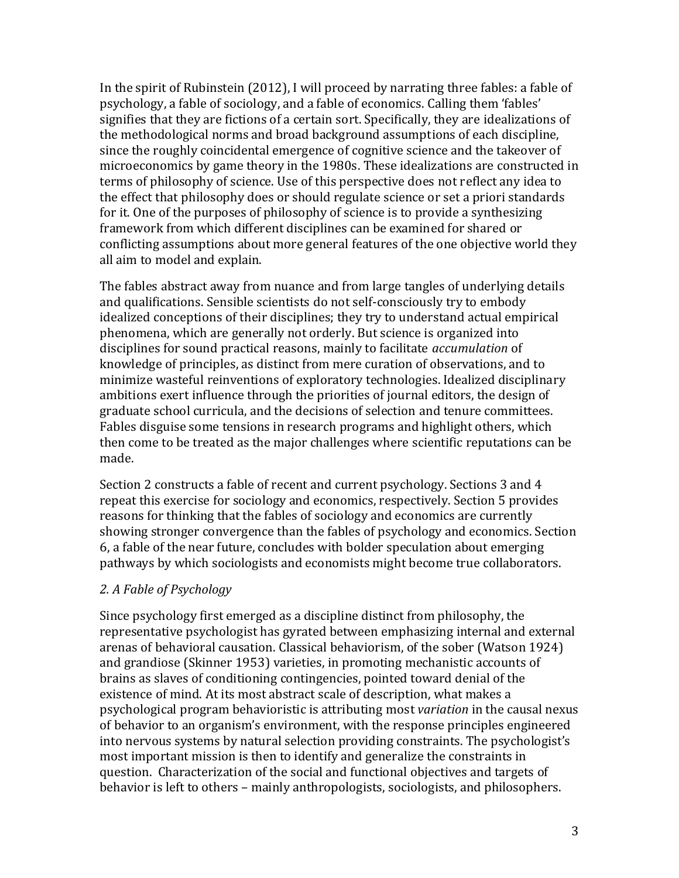In the spirit of Rubinstein (2012), I will proceed by narrating three fables: a fable of psychology, a fable of sociology, and a fable of economics. Calling them 'fables' signifies that they are fictions of a certain sort. Specifically, they are idealizations of the methodolgical norms and broad background assumptions of each discipline, since the roughly coincidental emergence of cognitive science and the takeover of microeconomics by game theory in the 1980s. These idealizations are constructed in terms of philosophy of science. Use of this perspective does not reflect any idea to the effect that philosophy does or should regulate science or set a priori standards for it. One of the purposes of philosophy of science is to provide a synthesizing framework from which different disciplines can be examined for shared or conflicting assumptions about more general features of the one objective world they all aim to model and explain.

The fables abstract away from nuance and from large tangles of underlying details and qualifications. Sensible scientists do not self-consciously try to embody idealized conceptions of their disciplines; they try to understand actual empirical phenomena, which are generally not orderly. But science is organized into disciplines for sound practical reasons, mainly to facilitate *accumulation* of knowledge of principles, as distinct from mere curation of observations, and to minimize wasteful reinventions of exploratory technologies. Idealized disciplinary ambitions exert influence through the priorities of journal editors, the design of graduate school curricula, and the decisions of selection and tenure committees. Fables disguise some tensions in research programs and highlight others, which then come to be treated as the major challenges where scientific reputations can be made.

Section 2 constructs a fable of recent and current psychology. Sections 3 and 4 repeat this exercise for sociology and economics, respectively. Section 5 provides reasons for thinking that the fables of sociology and economics are currently showing stronger convergence than the fables of psychology and economics. Section 6, a fable of the near future, concludes with bolder speculation about emerging pathways by which sociologists and economists might become true collaborators.

## *2. A Fable of Psychology*

Since psychology first emerged as a discipline distinct from philosophy, the representative psychologist has gyrated between emphasizing internal and external arenas of behavioral causation. Classical behaviorism, of the sober (Watson 1924) and grandiose (Skinner 1953) varieties, in promoting mechanistic accounts of brains as slaves of conditioning contingencies, pointed toward denial of the existence of mind. At its most abstract scale of description, what makes a psychological program behavioristic is attributing most *variation* in the causal nexus of behavior to an organism's environment, with the response principles engineered into nervous systems by natural selection providing constraints. The psychologist's most important mission is then to identify and generalize the constraints in question. Characterization of the social and functional objectives and targets of behavior is left to others – mainly anthropologists, sociologists, and philosophers.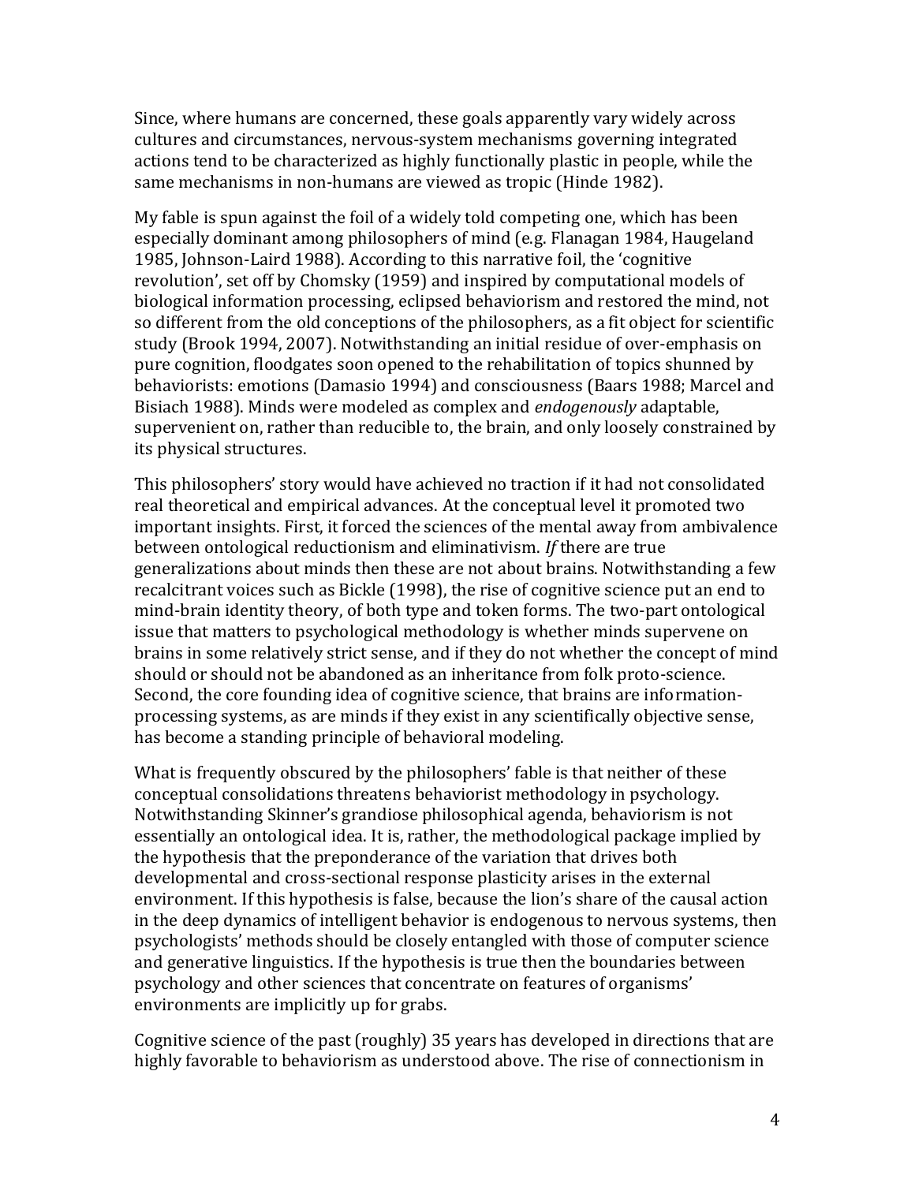Since, where humans are concerned, these goals apparently vary widely across cultures and circumstances, nervous-system mechanisms governing integrated actions tend to be characterized as highly functionally plastic in people, while the same mechanisms in non-humans are viewed as tropic (Hinde 1982).

My fable is spun against the foil of a widely told competing one, which has been especially dominant among philosophers of mind (e.g. Flanagan 1984, Haugeland 1985, Johnson-Laird 1988). According to this narrative foil, the 'cognitive revolution', set off by Chomsky (1959) and inspired by computational models of biological information processing, eclipsed behaviorism and restored the mind, not so different from the old conceptions of the philosophers, as a fit object for scientific study (Brook 1994, 2007). Notwithstanding an initial residue of over-emphasis on pure cognition, floodgates soon opened to the rehabilitation of topics shunned by behaviorists: emotions (Damasio 1994) and consciousness (Baars 1988; Marcel and Bisiach 1988). Minds were modeled as complex and *endogenously* adaptable, supervenient on, rather than reducible to, the brain, and only loosely constrained by its physical structures.

This philosophers' story would have achieved no traction if it had not consolidated real theoretical and empirical advances. At the conceptual level it promoted two important insights. First, it forced the sciences of the mental away from ambivalence between ontological reductionism and eliminativism. *If* there are true generalizations about minds then these are not about brains. Notwithstanding a few recalcitrant voices such as Bickle (1998), the rise of cognitive science put an end to mind-brain identity theory, of both type and token forms. The two-part ontological issue that matters to psychological methodology is whether minds supervene on brains in some relatively strict sense, and if they do not whether the concept of mind should or should not be abandoned as an inheritance from folk proto-science. Second, the core founding idea of cognitive science, that brains are information-processing systems, as are minds if they exist in any scientifically objective sense, has become a standing principle of behavioral modeling.

What is frequently obscured by the philosophers' fable is that neither of these conceptual consolidations threatens behaviorist methodology in psychology. Notwithstanding Skinner's grandiose philosophical agenda, behaviorism is not essentially an ontological idea. It is, rather, the methodological package implied by the hypothesis that the preponderance of the variation that drives both developmental and cross-sectional response plasticity arises in the external environment. If this hypothesis is false, because the lion's share of the causal action in the deep dynamics of intelligent behavior is endogenous to nervous systems, then psychologists' methods should be closely entangled with those of computer science and generative linguistics. If the hypothesis is true then the boundaries between psychology and other sciences that concentrate on features of organisms' environments are implicitly up for grabs.

Cognitive science of the past (roughly) 35 years has developed in directions that are highly favorable to behaviorism as understood above. The rise of connectionism in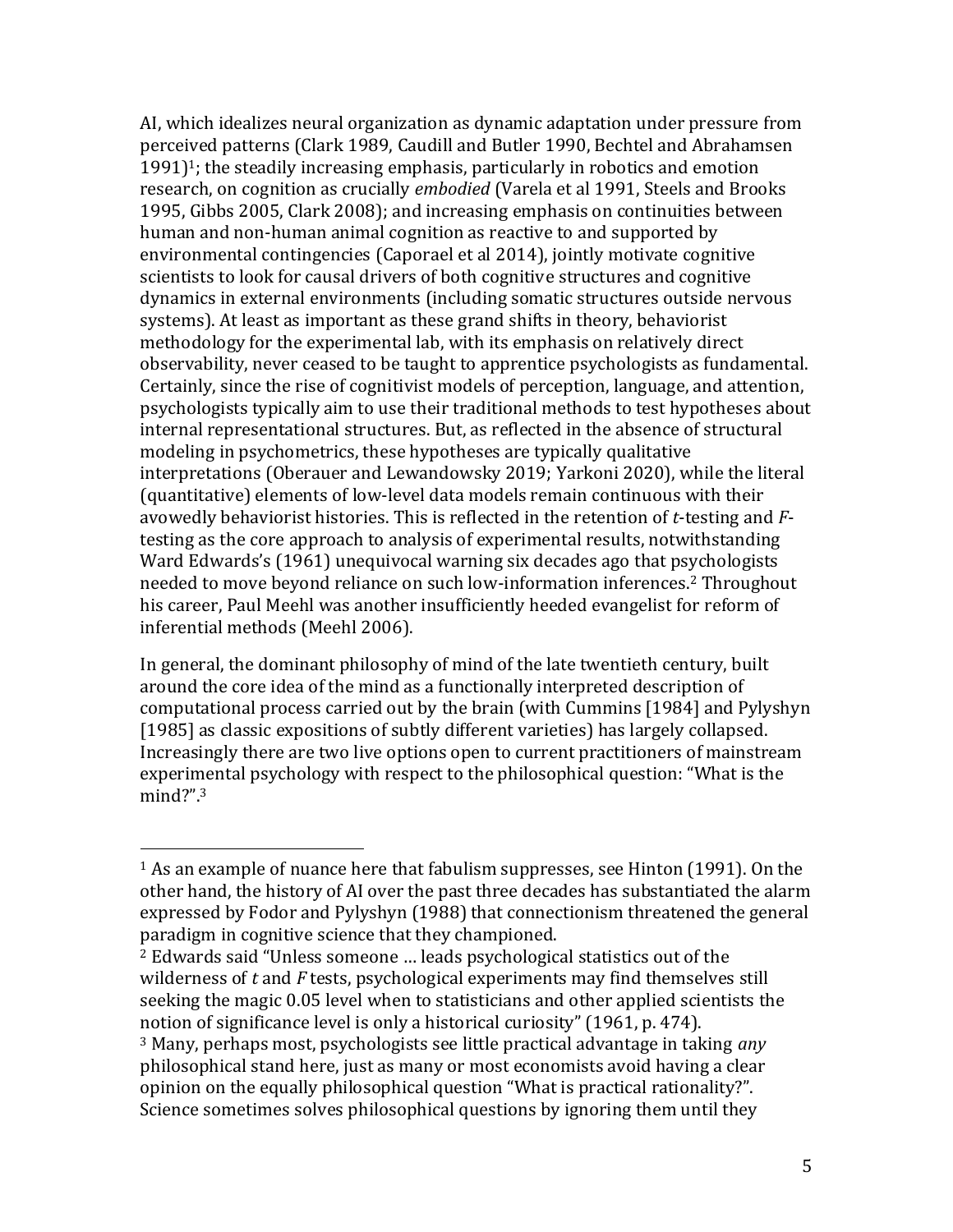AI, which idealizes neural organization as dynamic adaptation under pressure from perceived patterns (Clark 1989, Caudill and Butler 1990, Bechtel and Abrahamsen 1991)[1]; the steadily increasing emphasis, particularly in robotics and emotion research, on cognition as crucially *embodied* (Varela et al 1991, Steels and Brooks 1995, Gibbs 2005, Clark 2008); and increasing emphasis on continuities between human and non-human animal cognition as reactive to and supported by environmental contingencies (Caporael et al 2014), jointly motivate cognitive scientists to look for causal drivers of both cognitive structures and cognitive dynamics in external environments (including somatic structures outside nervous systems). At least as important as these grand shifts in theory, behaviorist methodology for the experimental lab, with its emphasis on relatively direct observability, never ceased to be taught to apprentice psychologists as fundamental. Certainly, since the rise of cognitivist models of perception, language, and attention, psychologists typically aim to use their traditional methods to test hypotheses about internal representational structures. But, as reflected in the absence of structural modeling in psychometrics, these hypotheses are typically qualitative interpretations (Oberauer and Lewandowsky 2019; Yarkoni 2020), while the literal (quantitative) elements of low-level data models remain continuous with their avowedly behaviorist histories. This is reflected in the retention of $t$-testing and $F$-testing as the core approach to analysis of experimental results, notwithstanding Ward Edwards's (1961) unequivocal warning six decades ago that psychologists needed to move beyond reliance on such low-information inferences.[2] Throughout his career, Paul Meehl was another insufficiently heeded evangelist for reform of inferential methods (Meehl 2006).

In general, the dominant philosophy of mind of the late twentieth century, built around the core idea of the mind as a functionally interpreted description of computational process carried out by the brain (with Cummins [1984] and Pylyshyn [1985] as classic expositions of subtly different varieties) has largely collapsed. Increasingly there are two live options open to current practitioners of mainstream experimental psychology with respect to the philosophical question: "What is the mind?".[3]

---

[1] As an example of nuance here that fabulism suppresses, see Hinton (1991). On the other hand, the history of AI over the past three decades has substantiated the alarm expressed by Fodor and Pylyshyn (1988) that connectionism threatened the general paradigm in cognitive science that they championed.

[2] Edwards said "Unless someone … leads psychological statistics out of the wilderness of $t$ and $F$ tests, psychological experiments may find themselves still seeking the magic 0.05 level when to statisticians and other applied scientists the notion of significance level is only a historical curiosity" (1961, p. 474).

[3] Many, perhaps most, psychologists see little practical advantage in taking *any* philosophical stand here, just as many or most economists avoid having a clear opinion on the equally philosophical question "What is practical rationality?". Science sometimes solves philosophical questions by ignoring them until they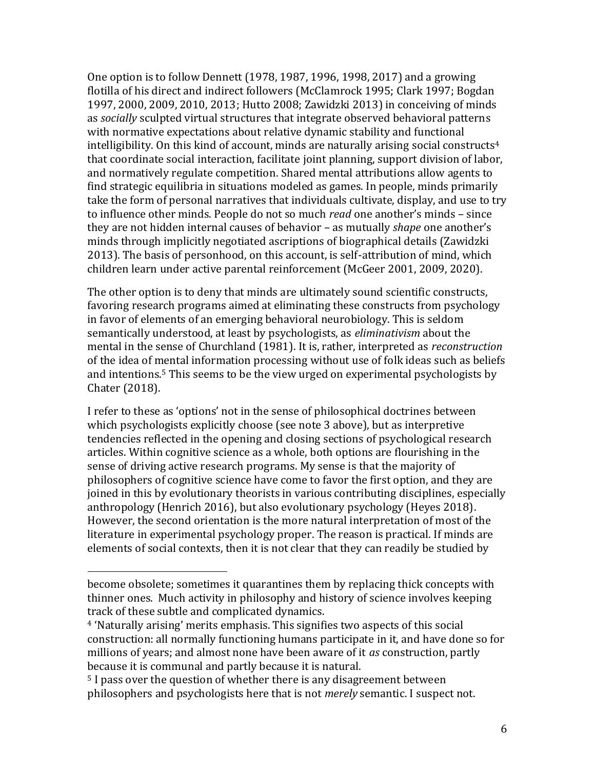One option is to follow Dennett (1978, 1987, 1996, 1998, 2017) and a growing flotilla of his direct and indirect followers (McClamrock 1995; Clark 1997; Bogdan 1997, 2000, 2009, 2010, 2013; Hutto 2008; Zawidzki 2013) in conceiving of minds as *socially* sculpted virtual structures that integrate observed behavioral patterns with normative expectations about relative dynamic stability and functional intelligibility. On this kind of account, minds are naturally arising social constructs[4] that coordinate social interaction, facilitate joint planning, support division of labor, and normatively regulate competition. Shared mental attributions allow agents to find strategic equilibria in situations modeled as games. In people, minds primarily take the form of personal narratives that individuals cultivate, display, and use to try to influence other minds. People do not so much *read* one another's minds – since they are not hidden internal causes of behavior – as mutually *shape* one another's minds through implicitly negotiated ascriptions of biographical details (Zawidzki 2013). The basis of personhood, on this account, is self-attribution of mind, which children learn under active parental reinforcement (McGeer 2001, 2009, 2020).

The other option is to deny that minds are ultimately sound scientific constructs, favoring research programs aimed at eliminating these constructs from psychology in favor of elements of an emerging behavioral neurobiology. This is seldom semantically understood, at least by psychologists, as *eliminativism* about the mental in the sense of Churchland (1981). It is, rather, interpreted as *reconstruction* of the idea of mental information processing without use of folk ideas such as beliefs and intentions.[5] This seems to be the view urged on experimental psychologists by Chater (2018).

I refer to these as 'options' not in the sense of philosophical doctrines between which psychologists explicitly choose (see note 3 above), but as interpretive tendencies reflected in the opening and closing sections of psychological research articles. Within cognitive science as a whole, both options are flourishing in the sense of driving active research programs. My sense is that the majority of philosophers of cognitive science have come to favor the first option, and they are joined in this by evolutionary theorists in various contributing disciplines, especially anthropology (Henrich 2016), but also evolutionary psychology (Heyes 2018). However, the second orientation is the more natural interpretation of most of the literature in experimental psychology proper. The reason is practical. If minds are elements of social contexts, then it is not clear that they can readily be studied by

---

become obsolete; sometimes it quarantines them by replacing thick concepts with thinner ones. Much activity in philosophy and history of science involves keeping track of these subtle and complicated dynamics.

[4] 'Naturally arising' merits emphasis. This signifies two aspects of this social construction: all normally functioning humans participate in it, and have done so for millions of years; and almost none have been aware of it *as* construction, partly because it is communal and partly because it is natural.

[5] I pass over the question of whether there is any disagreement between philosophers and psychologists here that is not *merely* semantic. I suspect not.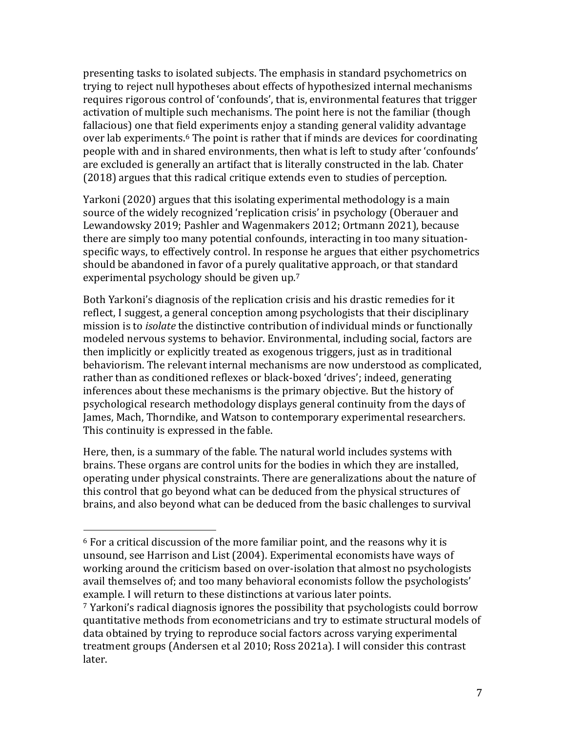presenting tasks to isolated subjects. The emphasis in standard psychometrics on trying to reject null hypotheses about effects of hypothesized internal mechanisms requires rigorous control of 'confounds', that is, environmental features that trigger activation of multiple such mechanisms. The point here is not the familiar (though fallacious) one that field experiments enjoy a standing general validity advantage over lab experiments.[6] The point is rather that if minds are devices for coordinating people with and in shared environments, then what is left to study after 'confounds' are excluded is generally an artifact that is literally constructed in the lab. Chater (2018) argues that this radical critique extends even to studies of perception.

Yarkoni (2020) argues that this isolating experimental methodology is a main source of the widely recognized 'replication crisis' in psychology (Oberauer and Lewandowsky 2019; Pashler and Wagenmakers 2012; Ortmann 2021), because there are simply too many potential confounds, interacting in too many situation-specific ways, to effectively control. In response he argues that either psychometrics should be abandoned in favor of a purely qualitative approach, or that standard experimental psychology should be given up.[7]

Both Yarkoni's diagnosis of the replication crisis and his drastic remedies for it reflect, I suggest, a general conception among psychologists that their disciplinary mission is to *isolate* the distinctive contribution of individual minds or functionally modeled nervous systems to behavior. Environmental, including social, factors are then implicitly or explicitly treated as exogenous triggers, just as in traditional behaviorism. The relevant internal mechanisms are now understood as complicated, rather than as conditioned reflexes or black-boxed 'drives'; indeed, generating inferences about these mechanisms is the primary objective. But the history of psychological research methodology displays general continuity from the days of James, Mach, Thorndike, and Watson to contemporary experimental researchers. This continuity is expressed in the fable.

Here, then, is a summary of the fable. The natural world includes systems with brains. These organs are control units for the bodies in which they are installed, operating under physical constraints. There are generalizations about the nature of this control that go beyond what can be deduced from the physical structures of brains, and also beyond what can be deduced from the basic challenges to survival

---

[6] For a critical discussion of the more familiar point, and the reasons why it is unsound, see Harrison and List (2004). Experimental economists have ways of working around the criticism based on over-isolation that almost no psychologists avail themselves of; and too many behavioral economists follow the psychologists' example. I will return to these distinctions at various later points.

[7] Yarkoni's radical diagnosis ignores the possibility that psychologists could borrow quantitative methods from econometricians and try to estimate structural models of data obtained by trying to reproduce social factors across varying experimental treatment groups (Andersen et al 2010; Ross 2021a). I will consider this contrast later.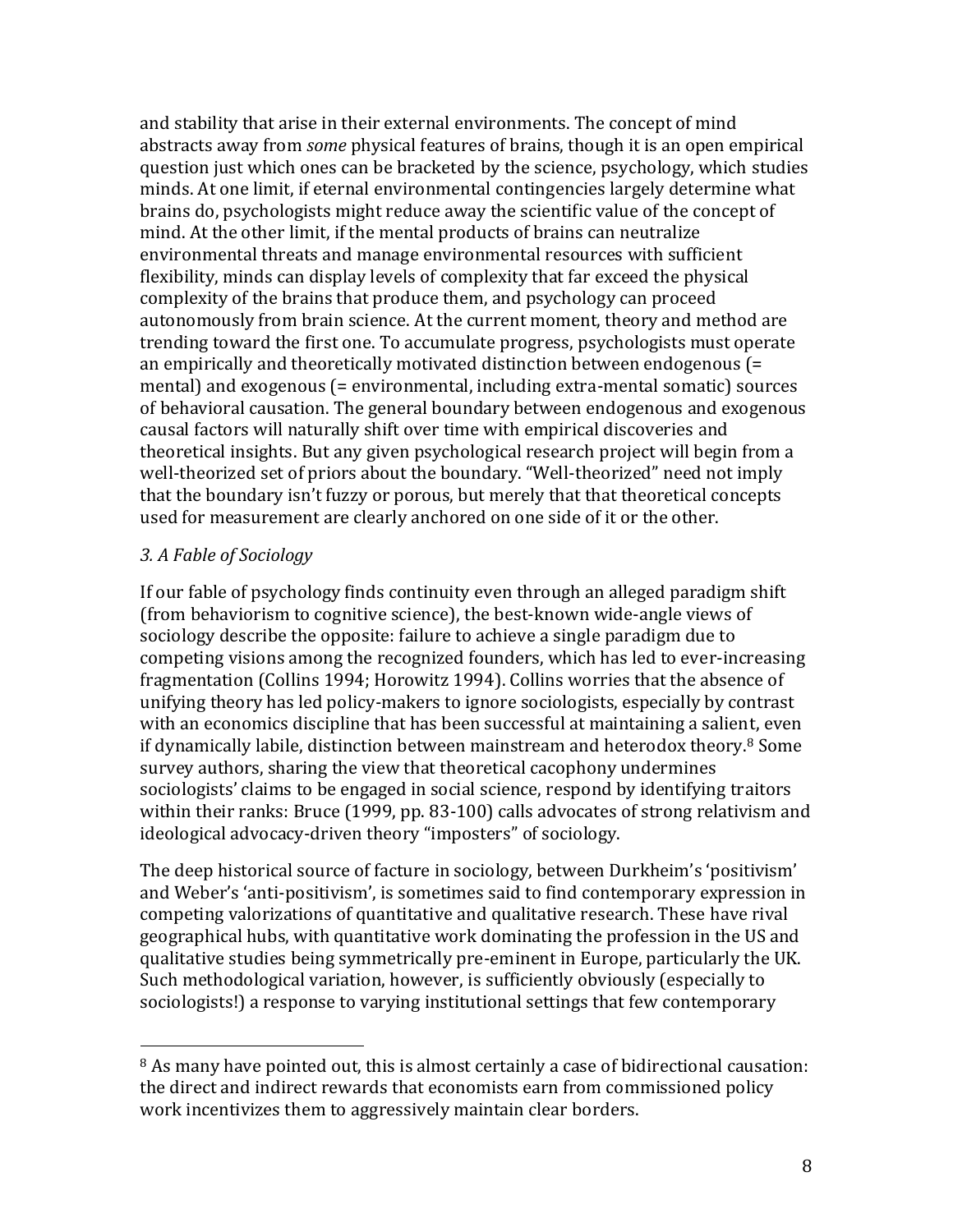and stability that arise in their external environments. The concept of mind abstracts away from *some* physical features of brains, though it is an open empirical question just which ones can be bracketed by the science, psychology, which studies minds. At one limit, if eternal environmental contingencies largely determine what brains do, psychologists might reduce away the scientific value of the concept of mind. At the other limit, if the mental products of brains can neutralize environmental threats and manage environmental resources with sufficient flexibility, minds can display levels of complexity that far exceed the physical complexity of the brains that produce them, and psychology can proceed autonomously from brain science. At the current moment, theory and method are trending toward the first one. To accumulate progress, psychologists must operate an empirically and theoretically motivated distinction between endogenous (= mental) and exogenous (= environmental, including extra-mental somatic) sources of behavioral causation. The general boundary between endogenous and exogenous causal factors will naturally shift over time with empirical discoveries and theoretical insights. But any given psychological research project will begin from a well-theorized set of priors about the boundary. "Well-theorized" need not imply that the boundary isn't fuzzy or porous, but merely that that theoretical concepts used for measurement are clearly anchored on one side of it or the other.

*3. A Fable of Sociology*

If our fable of psychology finds continuity even through an alleged paradigm shift (from behaviorism to cognitive science), the best-known wide-angle views of sociology describe the opposite: failure to achieve a single paradigm due to competing visions among the recognized founders, which has led to ever-increasing fragmentation (Collins 1994; Horowitz 1994). Collins worries that the absence of unifying theory has led policy-makers to ignore sociologists, especially by contrast with an economics discipline that has been successful at maintaining a salient, even if dynamically labile, distinction between mainstream and heterodox theory.[8] Some survey authors, sharing the view that theoretical cacophony undermines sociologists' claims to be engaged in social science, respond by identifying traitors within their ranks: Bruce (1999, pp. 83-100) calls advocates of strong relativism and ideological advocacy-driven theory "imposters" of sociology.

The deep historical source of facture in sociology, between Durkheim's 'positivism' and Weber's 'anti-positivism', is sometimes said to find contemporary expression in competing valorizations of quantitative and qualitative research. These have rival geographical hubs, with quantitative work dominating the profession in the US and qualitative studies being symmetrically pre-eminent in Europe, particularly the UK. Such methodological variation, however, is sufficiently obviously (especially to sociologists!) a response to varying institutional settings that few contemporary

---

[8] As many have pointed out, this is almost certainly a case of bidirectional causation: the direct and indirect rewards that economists earn from commissioned policy work incentivizes them to aggressively maintain clear borders.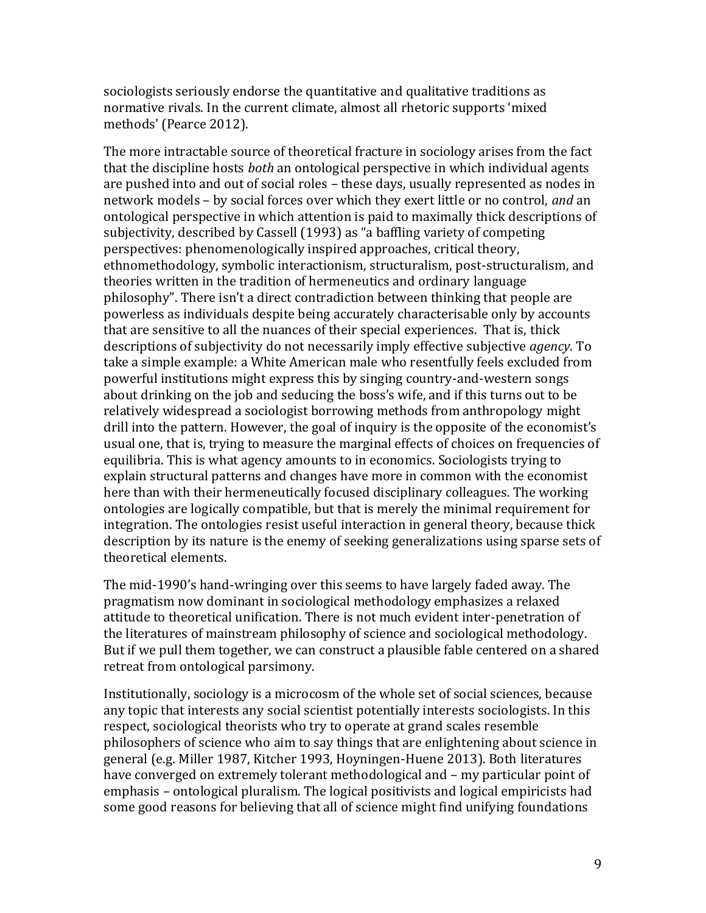sociologists seriously endorse the quantitative and qualitative traditions as normative rivals. In the current climate, almost all rhetoric supports 'mixed methods' (Pearce 2012).

The more intractable source of theoretical fracture in sociology arises from the fact that the discipline hosts *both* an ontological perspective in which individual agents are pushed into and out of social roles – these days, usually represented as nodes in network models – by social forces over which they exert little or no control, *and* an ontological perspective in which attention is paid to maximally thick descriptions of subjectivity, described by Cassell (1993) as "a baffling variety of competing perspectives: phenomenologically inspired approaches, critical theory, ethnomethodology, symbolic interactionism, structuralism, post-structuralism, and theories written in the tradition of hermeneutics and ordinary language philosophy". There isn't a direct contradiction between thinking that people are powerless as individuals despite being accurately characterisable only by accounts that are sensitive to all the nuances of their special experiences. That is, thick descriptions of subjectivity do not necessarily imply effective subjective *agency*. To take a simple example: a White American male who resentfully feels excluded from powerful institutions might express this by singing country-and-western songs about drinking on the job and seducing the boss's wife, and if this turns out to be relatively widespread a sociologist borrowing methods from anthropology might drill into the pattern. However, the goal of inquiry is the opposite of the economist's usual one, that is, trying to measure the marginal effects of choices on frequencies of equilibria. This is what agency amounts to in economics. Sociologists trying to explain structural patterns and changes have more in common with the economist here than with their hermeneutically focused disciplinary colleagues. The working ontologies are logically compatible, but that is merely the minimal requirement for integration. The ontologies resist useful interaction in general theory, because thick description by its nature is the enemy of seeking generalizations using sparse sets of theoretical elements.

The mid-1990's hand-wringing over this seems to have largely faded away. The pragmatism now dominant in sociological methodology emphasizes a relaxed attitude to theoretical unification. There is not much evident inter-penetration of the literatures of mainstream philosophy of science and sociological methodology. But if we pull them together, we can construct a plausible fable centered on a shared retreat from ontological parsimony.

Institutionally, sociology is a microcosm of the whole set of social sciences, because any topic that interests any social scientist potentially interests sociologists. In this respect, sociological theorists who try to operate at grand scales resemble philosophers of science who aim to say things that are enlightening about science in general (e.g. Miller 1987, Kitcher 1993, Hoyningen-Huene 2013). Both literatures have converged on extremely tolerant methodological and – my particular point of emphasis – ontological pluralism. The logical positivists and logical empiricists had some good reasons for believing that all of science might find unifying foundations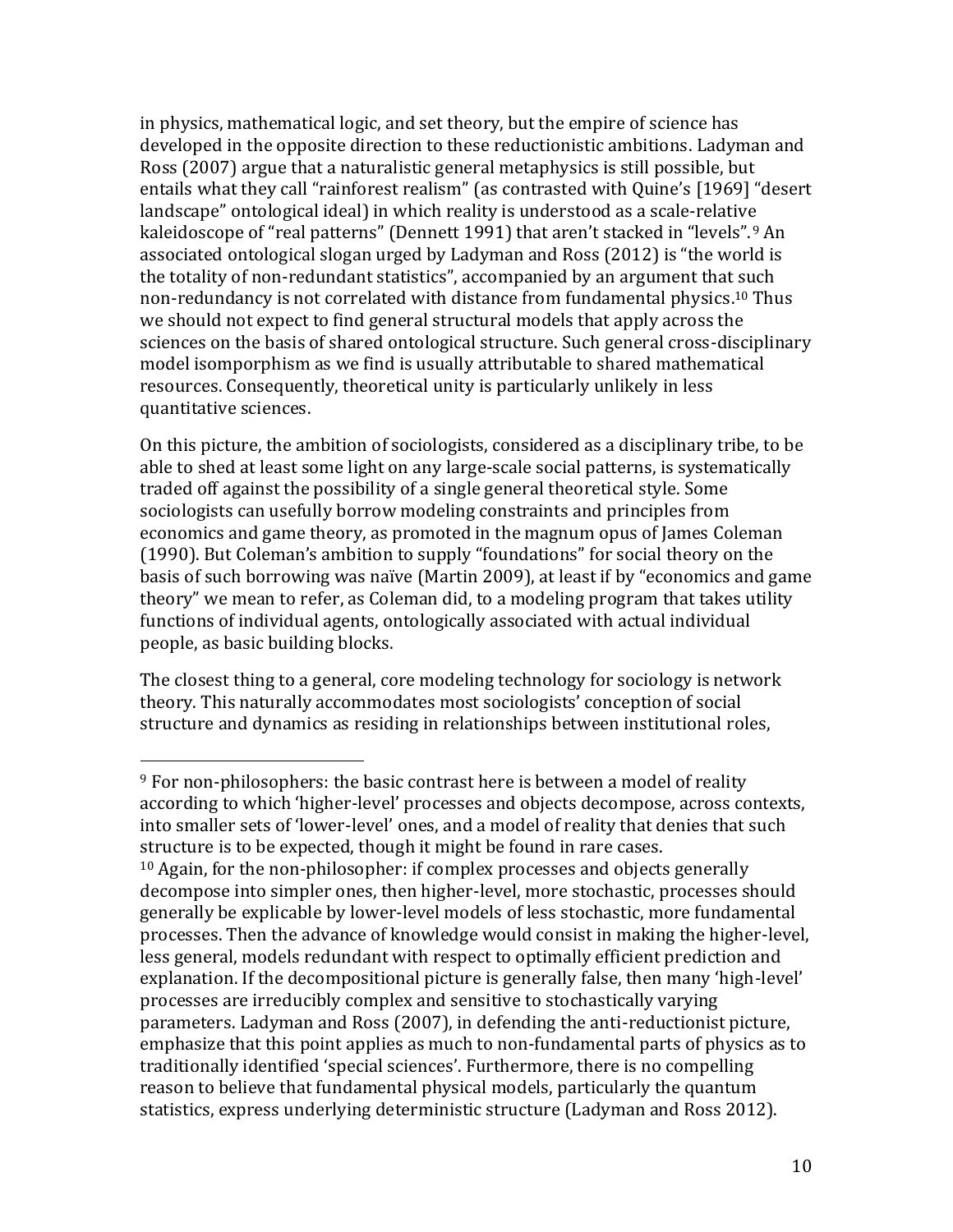in physics, mathematical logic, and set theory, but the empire of science has developed in the opposite direction to these reductionistic ambitions. Ladyman and Ross (2007) argue that a naturalistic general metaphysics is still possible, but entails what they call "rainforest realism" (as contrasted with Quine's [1969] "desert landscape" ontological ideal) in which reality is understood as a scale-relative kaleidoscope of "real patterns" (Dennett 1991) that aren't stacked in "levels".[9] An associated ontological slogan urged by Ladyman and Ross (2012) is "the world is the totality of non-redundant statistics", accompanied by an argument that such non-redundancy is not correlated with distance from fundamental physics.[10] Thus we should not expect to find general structural models that apply across the sciences on the basis of shared ontological structure. Such general cross-disciplinary model isomporphism as we find is usually attributable to shared mathematical resources. Consequently, theoretical unity is particularly unlikely in less quantitative sciences.

On this picture, the ambition of sociologists, considered as a disciplinary tribe, to be able to shed at least some light on any large-scale social patterns, is systematically traded off against the possibility of a single general theoretical style. Some sociologists can usefully borrow modeling constraints and principles from economics and game theory, as promoted in the magnum opus of James Coleman (1990). But Coleman's ambition to supply "foundations" for social theory on the basis of such borrowing was naïve (Martin 2009), at least if by "economics and game theory" we mean to refer, as Coleman did, to a modeling program that takes utility functions of individual agents, ontologically associated with actual individual people, as basic building blocks.

The closest thing to a general, core modeling technology for sociology is network theory. This naturally accommodates most sociologists' conception of social structure and dynamics as residing in relationships between institutional roles,

---

[9] For non-philosophers: the basic contrast here is between a model of reality according to which 'higher-level' processes and objects decompose, across contexts, into smaller sets of 'lower-level' ones, and a model of reality that denies that such structure is to be expected, though it might be found in rare cases.

[10] Again, for the non-philosopher: if complex processes and objects generally decompose into simpler ones, then higher-level, more stochastic, processes should generally be explicable by lower-level models of less stochastic, more fundamental processes. Then the advance of knowledge would consist in making the higher-level, less general, models redundant with respect to optimally efficient prediction and explanation. If the decompositional picture is generally false, then many 'high-level' processes are irreducibly complex and sensitive to stochastically varying parameters. Ladyman and Ross (2007), in defending the anti-reductionist picture, emphasize that this point applies as much to non-fundamental parts of physics as to traditionally identified 'special sciences'. Furthermore, there is no compelling reason to believe that fundamental physical models, particularly the quantum statistics, express underlying deterministic structure (Ladyman and Ross 2012).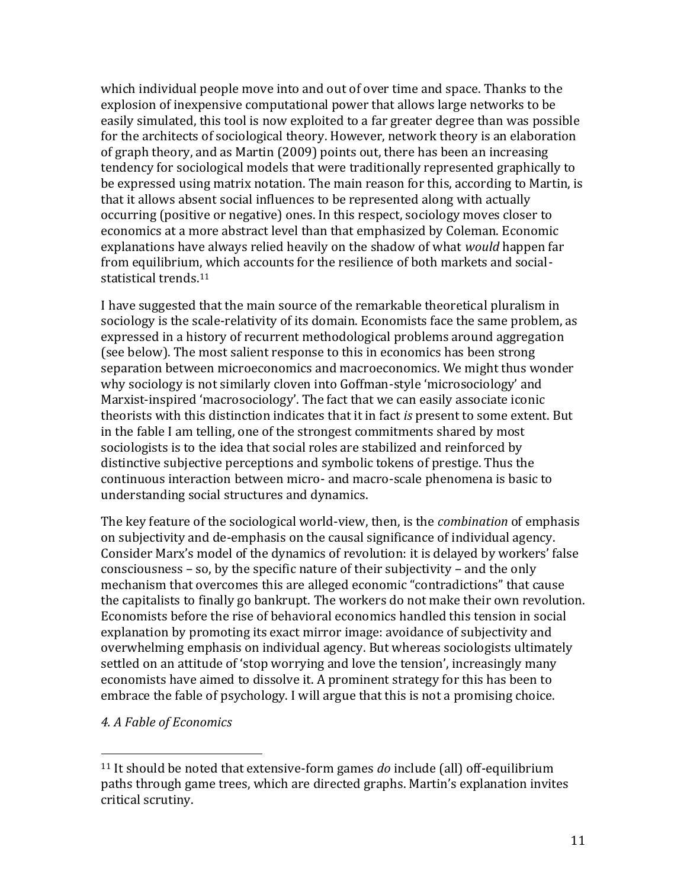which individual people move into and out of over time and space. Thanks to the explosion of inexpensive computational power that allows large networks to be easily simulated, this tool is now exploited to a far greater degree than was possible for the architects of sociological theory. However, network theory is an elaboration of graph theory, and as Martin (2009) points out, there has been an increasing tendency for sociological models that were traditionally represented graphically to be expressed using matrix notation. The main reason for this, according to Martin, is that it allows absent social influences to be represented along with actually occurring (positive or negative) ones. In this respect, sociology moves closer to economics at a more abstract level than that emphasized by Coleman. Economic explanations have always relied heavily on the shadow of what *would* happen far from equilibrium, which accounts for the resilience of both markets and social-statistical trends.[11]

I have suggested that the main source of the remarkable theoretical pluralism in sociology is the scale-relativity of its domain. Economists face the same problem, as expressed in a history of recurrent methodological problems around aggregation (see below). The most salient response to this in economics has been strong separation between microeconomics and macroeconomics. We might thus wonder why sociology is not similarly cloven into Goffman-style 'microsociology' and Marxist-inspired 'macrosociology'. The fact that we can easily associate iconic theorists with this distinction indicates that it in fact *is* present to some extent. But in the fable I am telling, one of the strongest commitments shared by most sociologists is to the idea that social roles are stabilized and reinforced by distinctive subjective perceptions and symbolic tokens of prestige. Thus the continuous interaction between micro- and macro-scale phenomena is basic to understanding social structures and dynamics.

The key feature of the sociological world-view, then, is the *combination* of emphasis on subjectivity and de-emphasis on the causal significance of individual agency. Consider Marx's model of the dynamics of revolution: it is delayed by workers' false consciousness – so, by the specific nature of their subjectivity – and the only mechanism that overcomes this are alleged economic "contradictions" that cause the capitalists to finally go bankrupt. The workers do not make their own revolution. Economists before the rise of behavioral economics handled this tension in social explanation by promoting its exact mirror image: avoidance of subjectivity and overwhelming emphasis on individual agency. But whereas sociologists ultimately settled on an attitude of 'stop worrying and love the tension', increasingly many economists have aimed to dissolve it. A prominent strategy for this has been to embrace the fable of psychology. I will argue that this is not a promising choice.

## *4. A Fable of Economics*

---

[11] It should be noted that extensive-form games *do* include (all) off-equilibrium paths through game trees, which are directed graphs. Martin's explanation invites critical scrutiny.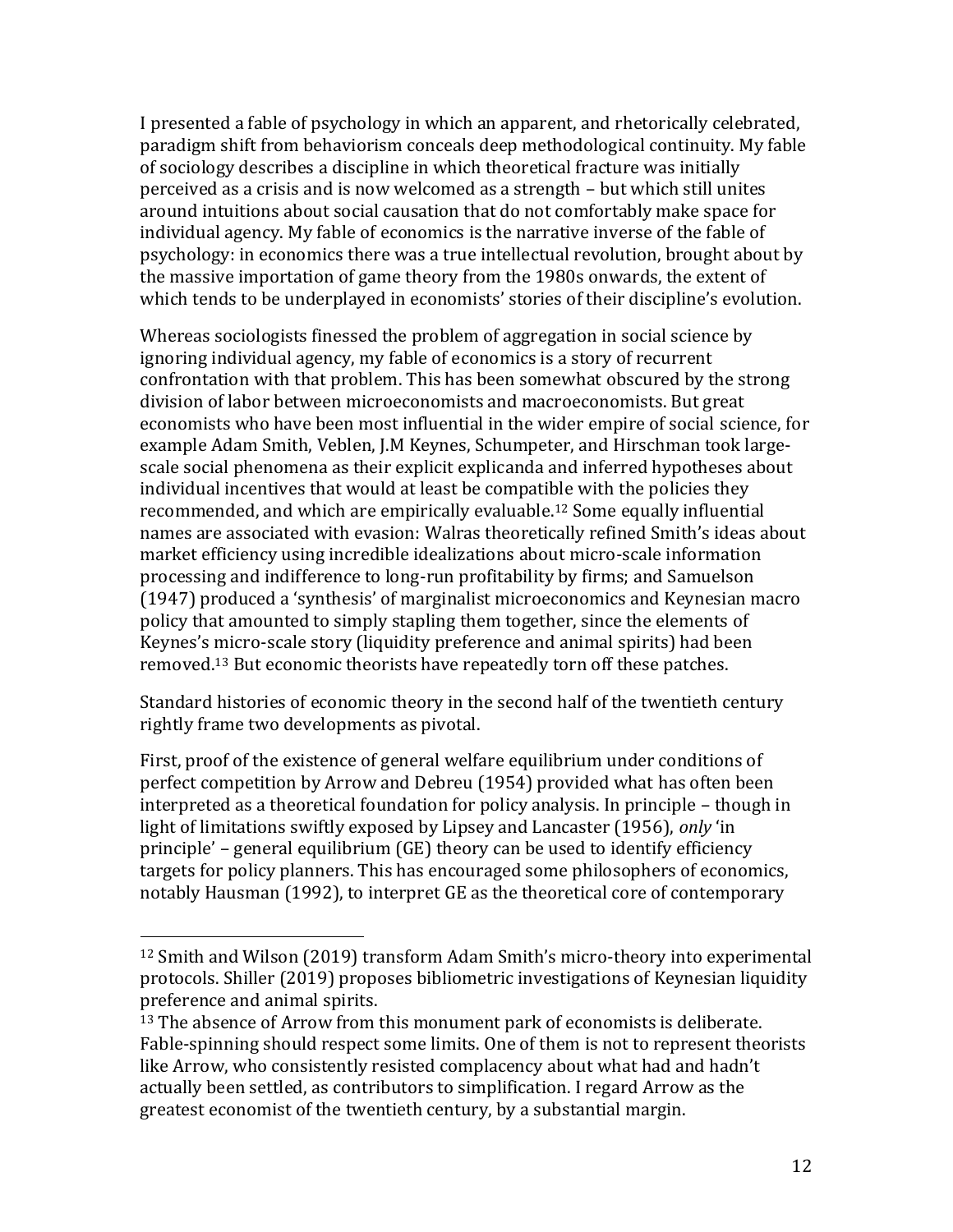I presented a fable of psychology in which an apparent, and rhetorically celebrated, paradigm shift from behaviorism conceals deep methodological continuity. My fable of sociology describes a discipline in which theoretical fracture was initially perceived as a crisis and is now welcomed as a strength – but which still unites around intuitions about social causation that do not comfortably make space for individual agency. My fable of economics is the narrative inverse of the fable of psychology: in economics there was a true intellectual revolution, brought about by the massive importation of game theory from the 1980s onwards, the extent of which tends to be underplayed in economists' stories of their discipline's evolution.

Whereas sociologists finessed the problem of aggregation in social science by ignoring individual agency, my fable of economics is a story of recurrent confrontation with that problem. This has been somewhat obscured by the strong division of labor between microeconomists and macroeconomists. But great economists who have been most influential in the wider empire of social science, for example Adam Smith, Veblen, J.M Keynes, Schumpeter, and Hirschman took large-scale social phenomena as their explicit explicanda and inferred hypotheses about individual incentives that would at least be compatible with the policies they recommended, and which are empirically evaluable.[12] Some equally influential names are associated with evasion: Walras theoretically refined Smith's ideas about market efficiency using incredible idealizations about micro-scale information processing and indifference to long-run profitability by firms; and Samuelson (1947) produced a 'synthesis' of marginalist microeconomics and Keynesian macro policy that amounted to simply stapling them together, since the elements of Keynes's micro-scale story (liquidity preference and animal spirits) had been removed.[13] But economic theorists have repeatedly torn off these patches.

Standard histories of economic theory in the second half of the twentieth century rightly frame two developments as pivotal.

First, proof of the existence of general welfare equilibrium under conditions of perfect competition by Arrow and Debreu (1954) provided what has often been interpreted as a theoretical foundation for policy analysis. In principle – though in light of limitations swiftly exposed by Lipsey and Lancaster (1956), *only* 'in principle' – general equilibrium (GE) theory can be used to identify efficiency targets for policy planners. This has encouraged some philosophers of economics, notably Hausman (1992), to interpret GE as the theoretical core of contemporary

---

[12] Smith and Wilson (2019) transform Adam Smith's micro-theory into experimental protocols. Shiller (2019) proposes bibliometric investigations of Keynesian liquidity preference and animal spirits.

[13] The absence of Arrow from this monument park of economists is deliberate. Fable-spinning should respect some limits. One of them is not to represent theorists like Arrow, who consistently resisted complacency about what had and hadn't actually been settled, as contributors to simplification. I regard Arrow as the greatest economist of the twentieth century, by a substantial margin.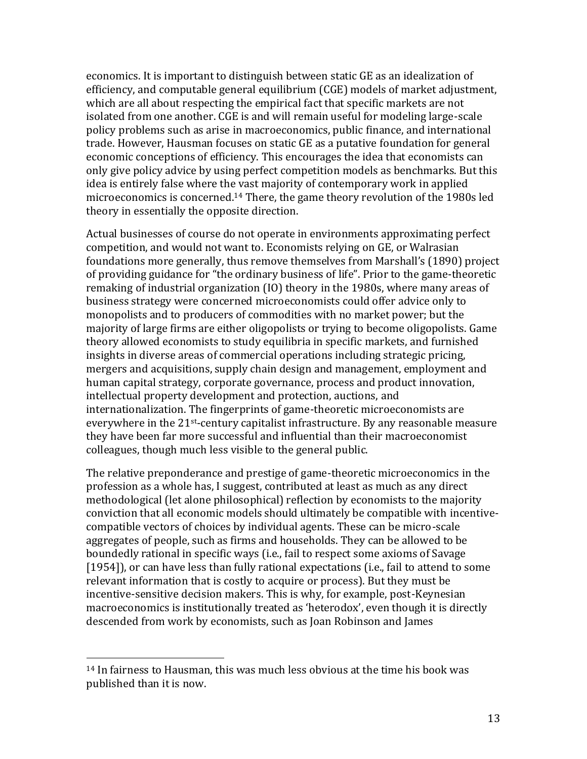economics. It is important to distinguish between static GE as an idealization of efficiency, and computable general equilibrium (CGE) models of market adjustment, which are all about respecting the empirical fact that specific markets are not isolated from one another. CGE is and will remain useful for modeling large-scale policy problems such as arise in macroeconomics, public finance, and international trade. However, Hausman focuses on static GE as a putative foundation for general economic conceptions of efficiency. This encourages the idea that economists can only give policy advice by using perfect competition models as benchmarks. But this idea is entirely false where the vast majority of contemporary work in applied microeconomics is concerned.[14] There, the game theory revolution of the 1980s led theory in essentially the opposite direction.

Actual businesses of course do not operate in environments approximating perfect competition, and would not want to. Economists relying on GE, or Walrasian foundations more generally, thus remove themselves from Marshall's (1890) project of providing guidance for "the ordinary business of life". Prior to the game-theoretic remaking of industrial organization (IO) theory in the 1980s, where many areas of business strategy were concerned microeconomists could offer advice only to monopolists and to producers of commodities with no market power; but the majority of large firms are either oligopolists or trying to become oligopolists. Game theory allowed economists to study equilibria in specific markets, and furnished insights in diverse areas of commercial operations including strategic pricing, mergers and acquisitions, supply chain design and management, employment and human capital strategy, corporate governance, process and product innovation, intellectual property development and protection, auctions, and internationalization. The fingerprints of game-theoretic microeconomists are everywhere in the 21st-century capitalist infrastructure. By any reasonable measure they have been far more successful and influential than their macroeconomist colleagues, though much less visible to the general public.

The relative preponderance and prestige of game-theoretic microeconomics in the profession as a whole has, I suggest, contributed at least as much as any direct methodological (let alone philosophical) reflection by economists to the majority conviction that all economic models should ultimately be compatible with incentive-compatible vectors of choices by individual agents. These can be micro-scale aggregates of people, such as firms and households. They can be allowed to be boundedly rational in specific ways (i.e., fail to respect some axioms of Savage [1954]), or can have less than fully rational expectations (i.e., fail to attend to some relevant information that is costly to acquire or process). But they must be incentive-sensitive decision makers. This is why, for example, post-Keynesian macroeconomics is institutionally treated as 'heterodox', even though it is directly descended from work by economists, such as Joan Robinson and James

[14] In fairness to Hausman, this was much less obvious at the time his book was published than it is now.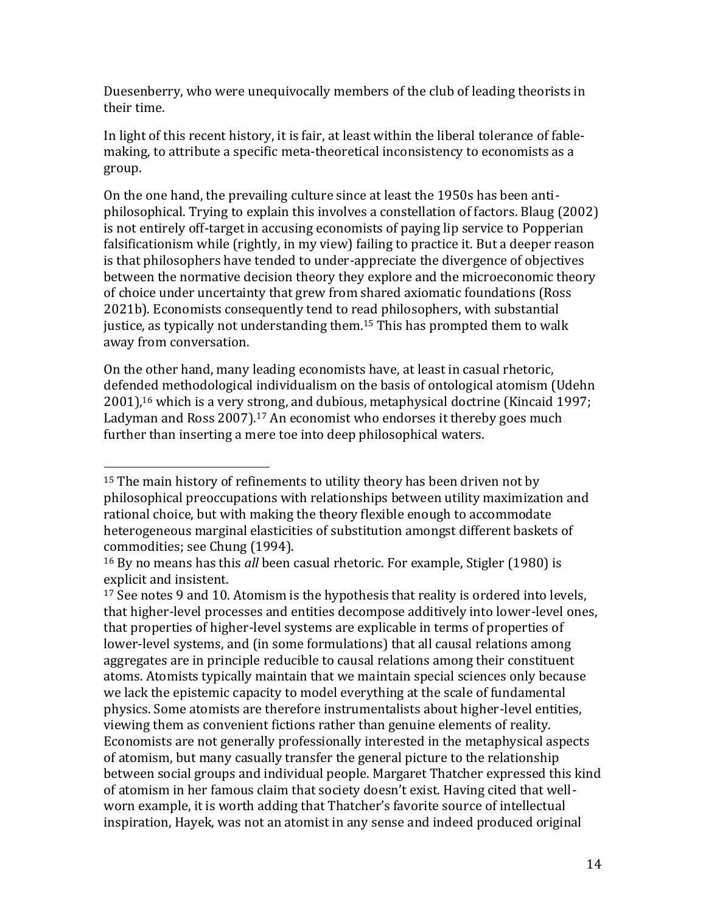Duesenberry, who were unequivocally members of the club of leading theorists in their time.

In light of this recent history, it is fair, at least within the liberal tolerance of fable-making, to attribute a specific meta-theoretical inconsistency to economists as a group.

On the one hand, the prevailing culture since at least the 1950s has been anti-philosophical. Trying to explain this involves a constellation of factors. Blaug (2002) is not entirely off-target in accusing economists of paying lip service to Popperian falsificationism while (rightly, in my view) failing to practice it. But a deeper reason is that philosophers have tended to under-appreciate the divergence of objectives between the normative decision theory they explore and the microeconomic theory of choice under uncertainty that grew from shared axiomatic foundations (Ross 2021b). Economists consequently tend to read philosophers, with substantial justice, as typically not understanding them.[15] This has prompted them to walk away from conversation.

On the other hand, many leading economists have, at least in casual rhetoric, defended methodological individualism on the basis of ontological atomism (Udehn 2001),[16] which is a very strong, and dubious, metaphysical doctrine (Kincaid 1997; Ladyman and Ross 2007).[17] An economist who endorses it thereby goes much further than inserting a mere toe into deep philosophical waters.

---

[15] The main history of refinements to utility theory has been driven not by philosophical preoccupations with relationships between utility maximization and rational choice, but with making the theory flexible enough to accommodate heterogeneous marginal elasticities of substitution amongst different baskets of commodities; see Chung (1994).

[16] By no means has this *all* been casual rhetoric. For example, Stigler (1980) is explicit and insistent.

[17] See notes 9 and 10. Atomism is the hypothesis that reality is ordered into levels, that higher-level processes and entities decompose additively into lower-level ones, that properties of higher-level systems are explicable in terms of properties of lower-level systems, and (in some formulations) that all causal relations among aggregates are in principle reducible to causal relations among their constituent atoms. Atomists typically maintain that we maintain special sciences only because we lack the epistemic capacity to model everything at the scale of fundamental physics. Some atomists are therefore instrumentalists about higher-level entities, viewing them as convenient fictions rather than genuine elements of reality. Economists are not generally professionally interested in the metaphysical aspects of atomism, but many casually transfer the general picture to the relationship between social groups and individual people. Margaret Thatcher expressed this kind of atomism in her famous claim that society doesn't exist. Having cited that well-worn example, it is worth adding that Thatcher's favorite source of intellectual inspiration, Hayek, was not an atomist in any sense and indeed produced original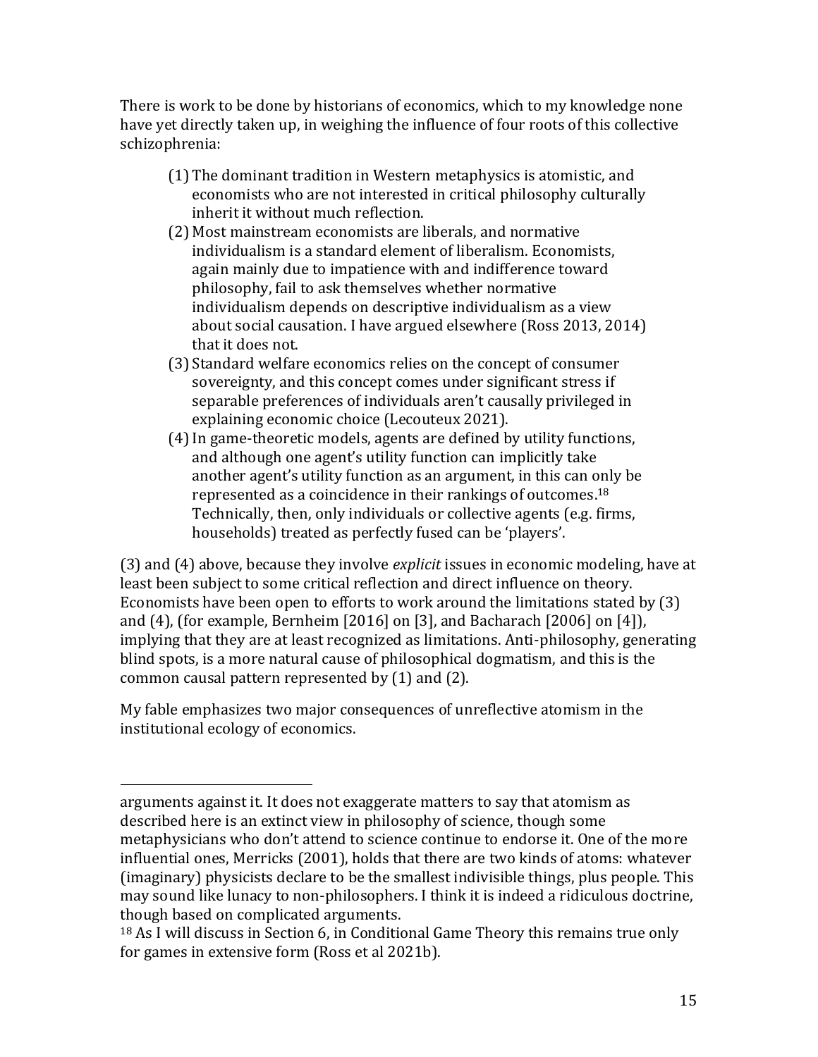There is work to be done by historians of economics, which to my knowledge none have yet directly taken up, in weighing the influence of four roots of this collective schizophrenia:

(1) The dominant tradition in Western metaphysics is atomistic, and economists who are not interested in critical philosophy culturally inherit it without much reflection.
(2) Most mainstream economists are liberals, and normative individualism is a standard element of liberalism. Economists, again mainly due to impatience with and indifference toward philosophy, fail to ask themselves whether normative individualism depends on descriptive individualism as a view about social causation. I have argued elsewhere (Ross 2013, 2014) that it does not.
(3) Standard welfare economics relies on the concept of consumer sovereignty, and this concept comes under significant stress if separable preferences of individuals aren't causally privileged in explaining economic choice (Lecouteux 2021).
(4) In game-theoretic models, agents are defined by utility functions, and although one agent's utility function can implicitly take another agent's utility function as an argument, in this can only be represented as a coincidence in their rankings of outcomes.[18] Technically, then, only individuals or collective agents (e.g. firms, households) treated as perfectly fused can be 'players'.

(3) and (4) above, because they involve *explicit* issues in economic modeling, have at least been subject to some critical reflection and direct influence on theory. Economists have been open to efforts to work around the limitations stated by (3) and (4), (for example, Bernheim [2016] on [3], and Bacharach [2006] on [4]), implying that they are at least recognized as limitations. Anti-philosophy, generating blind spots, is a more natural cause of philosophical dogmatism, and this is the common causal pattern represented by (1) and (2).

My fable emphasizes two major consequences of unreflective atomism in the institutional ecology of economics.

---

arguments against it. It does not exaggerate matters to say that atomism as described here is an extinct view in philosophy of science, though some metaphysicians who don't attend to science continue to endorse it. One of the more influential ones, Merricks (2001), holds that there are two kinds of atoms: whatever (imaginary) physicists declare to be the smallest indivisible things, plus people. This may sound like lunacy to non-philosophers. I think it is indeed a ridiculous doctrine, though based on complicated arguments.

[18] As I will discuss in Section 6, in Conditional Game Theory this remains true only for games in extensive form (Ross et al 2021b).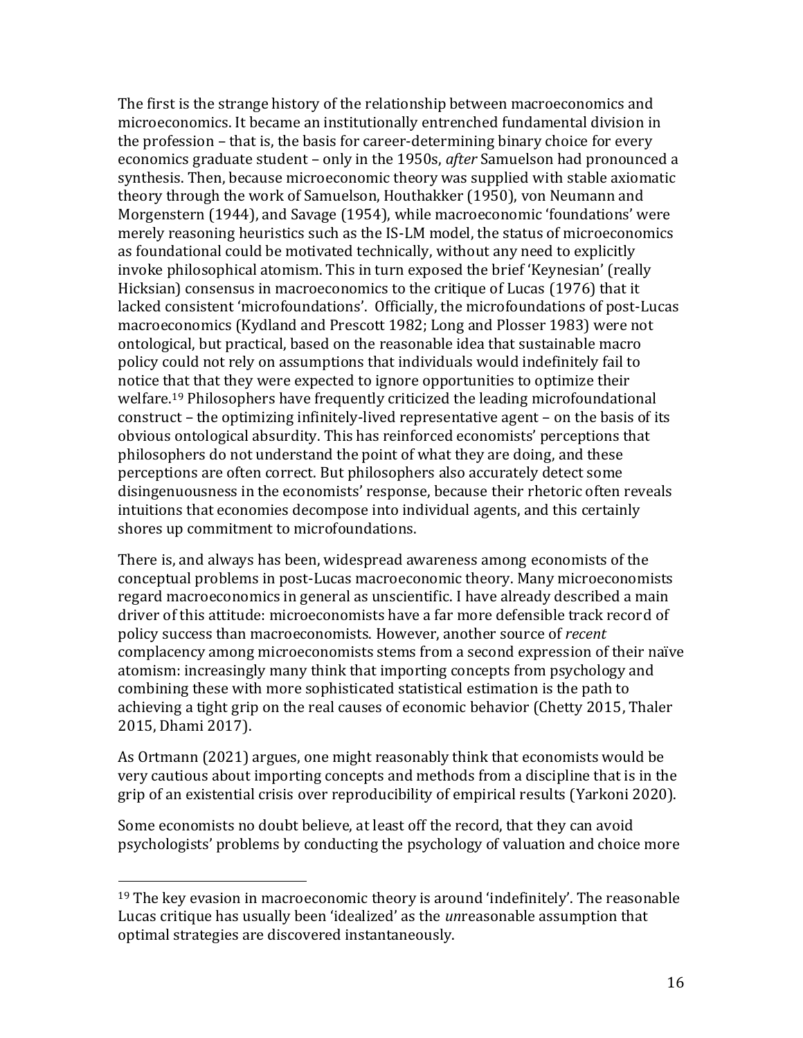The first is the strange history of the relationship between macroeconomics and microeconomics. It became an institutionally entrenched fundamental division in the profession – that is, the basis for career-determining binary choice for every economics graduate student – only in the 1950s, *after* Samuelson had pronounced a synthesis. Then, because microeconomic theory was supplied with stable axiomatic theory through the work of Samuelson, Houthakker (1950), von Neumann and Morgenstern (1944), and Savage (1954), while macroeconomic 'foundations' were merely reasoning heuristics such as the IS-LM model, the status of microeconomics as foundational could be motivated technically, without any need to explicitly invoke philosophical atomism. This in turn exposed the brief 'Keynesian' (really Hicksian) consensus in macroeconomics to the critique of Lucas (1976) that it lacked consistent 'microfoundations'. Officially, the microfoundations of post-Lucas macroeconomics (Kydland and Prescott 1982; Long and Plosser 1983) were not ontological, but practical, based on the reasonable idea that sustainable macro policy could not rely on assumptions that individuals would indefinitely fail to notice that that they were expected to ignore opportunities to optimize their welfare.[19] Philosophers have frequently criticized the leading microfoundational construct – the optimizing infinitely-lived representative agent – on the basis of its obvious ontological absurdity. This has reinforced economists' perceptions that philosophers do not understand the point of what they are doing, and these perceptions are often correct. But philosophers also accurately detect some disingenuousness in the economists' response, because their rhetoric often reveals intuitions that economies decompose into individual agents, and this certainly shores up commitment to microfoundations.

There is, and always has been, widespread awareness among economists of the conceptual problems in post-Lucas macroeconomic theory. Many microeconomists regard macroeconomics in general as unscientific. I have already described a main driver of this attitude: microeconomists have a far more defensible track record of policy success than macroeconomists. However, another source of *recent* complacency among microeconomists stems from a second expression of their naïve atomism: increasingly many think that importing concepts from psychology and combining these with more sophisticated statistical estimation is the path to achieving a tight grip on the real causes of economic behavior (Chetty 2015, Thaler 2015, Dhami 2017).

As Ortmann (2021) argues, one might reasonably think that economists would be very cautious about importing concepts and methods from a discipline that is in the grip of an existential crisis over reproducibility of empirical results (Yarkoni 2020).

Some economists no doubt believe, at least off the record, that they can avoid psychologists' problems by conducting the psychology of valuation and choice more

[19] The key evasion in macroeconomic theory is around 'indefinitely'. The reasonable Lucas critique has usually been 'idealized' as the *un*reasonable assumption that optimal strategies are discovered instantaneously.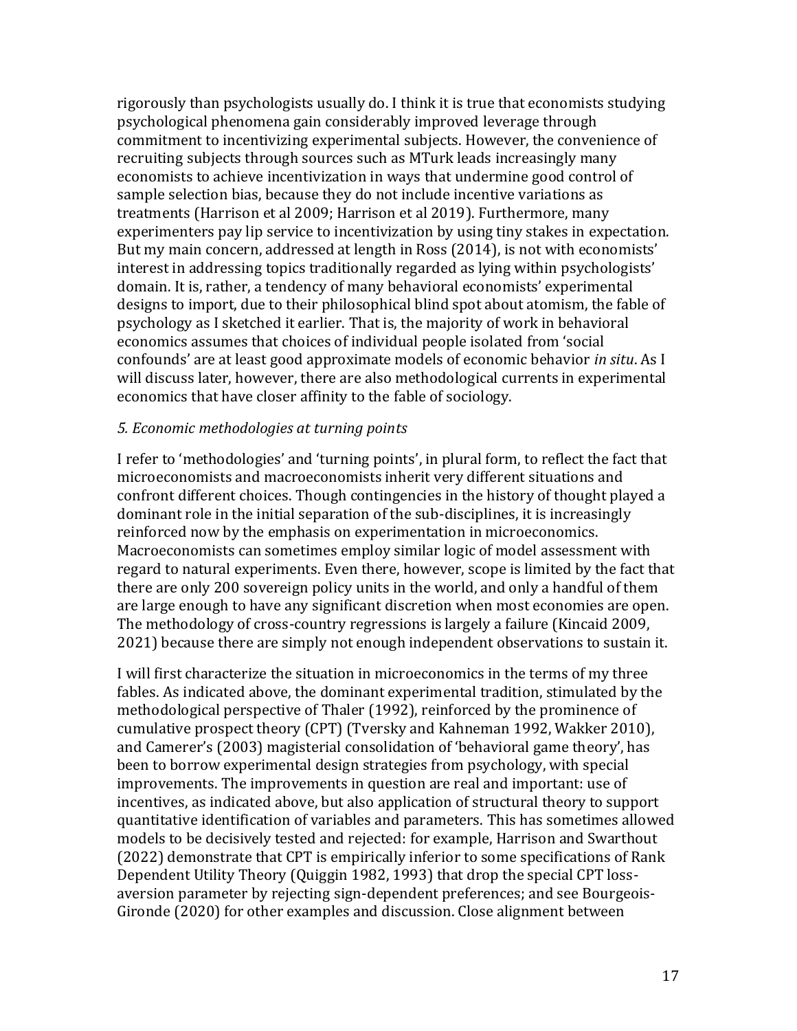rigorously than psychologists usually do. I think it is true that economists studying psychological phenomena gain considerably improved leverage through commitment to incentivizing experimental subjects. However, the convenience of recruiting subjects through sources such as MTurk leads increasingly many economists to achieve incentivization in ways that undermine good control of sample selection bias, because they do not include incentive variations as treatments (Harrison et al 2009; Harrison et al 2019). Furthermore, many experimenters pay lip service to incentivization by using tiny stakes in expectation. But my main concern, addressed at length in Ross (2014), is not with economists' interest in addressing topics traditionally regarded as lying within psychologists' domain. It is, rather, a tendency of many behavioral economists' experimental designs to import, due to their philosophical blind spot about atomism, the fable of psychology as I sketched it earlier. That is, the majority of work in behavioral economics assumes that choices of individual people isolated from 'social confounds' are at least good approximate models of economic behavior *in situ*. As I will discuss later, however, there are also methodological currents in experimental economics that have closer affinity to the fable of sociology.

### *5. Economic methodologies at turning points*

I refer to 'methodologies' and 'turning points', in plural form, to reflect the fact that microeconomists and macroeconomists inherit very different situations and confront different choices. Though contingencies in the history of thought played a dominant role in the initial separation of the sub-disciplines, it is increasingly reinforced now by the emphasis on experimentation in microeconomics. Macroeconomists can sometimes employ similar logic of model assessment with regard to natural experiments. Even there, however, scope is limited by the fact that there are only 200 sovereign policy units in the world, and only a handful of them are large enough to have any significant discretion when most economies are open. The methodology of cross-country regressions is largely a failure (Kincaid 2009, 2021) because there are simply not enough independent observations to sustain it.

I will first characterize the situation in microeconomics in the terms of my three fables. As indicated above, the dominant experimental tradition, stimulated by the methodological perspective of Thaler (1992), reinforced by the prominence of cumulative prospect theory (CPT) (Tversky and Kahneman 1992, Wakker 2010), and Camerer's (2003) magisterial consolidation of 'behavioral game theory', has been to borrow experimental design strategies from psychology, with special improvements. The improvements in question are real and important: use of incentives, as indicated above, but also application of structural theory to support quantitative identification of variables and parameters. This has sometimes allowed models to be decisively tested and rejected: for example, Harrison and Swarthout (2022) demonstrate that CPT is empirically inferior to some specifications of Rank Dependent Utility Theory (Quiggin 1982, 1993) that drop the special CPT loss-aversion parameter by rejecting sign-dependent preferences; and see Bourgeois-Gironde (2020) for other examples and discussion. Close alignment between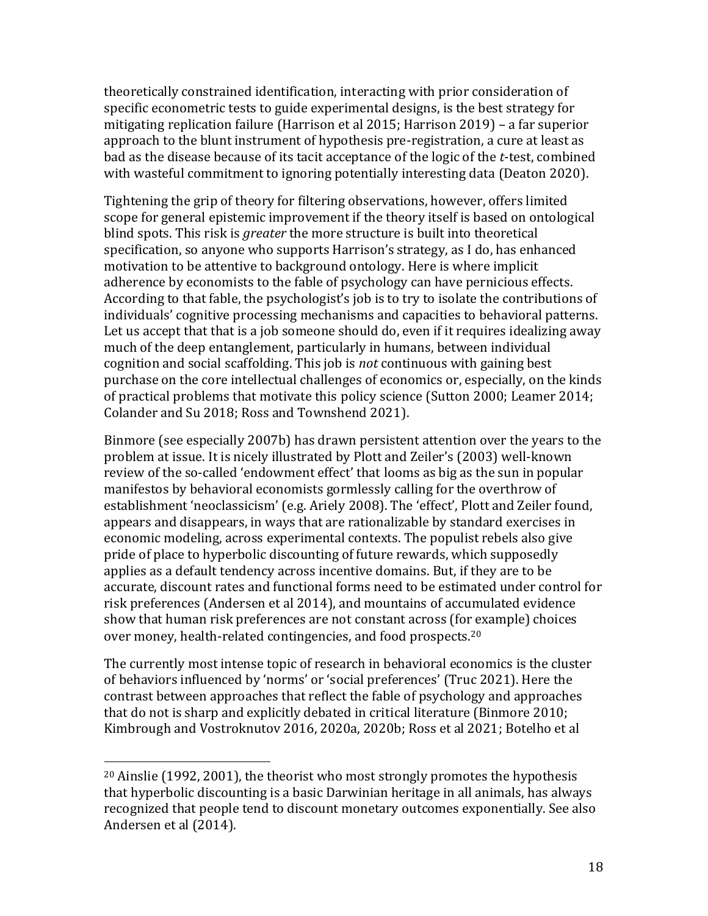theoretically constrained identification, interacting with prior consideration of specific econometric tests to guide experimental designs, is the best strategy for mitigating replication failure (Harrison et al 2015; Harrison 2019) – a far superior approach to the blunt instrument of hypothesis pre-registration, a cure at least as bad as the disease because of its tacit acceptance of the logic of the *t*-test, combined with wasteful commitment to ignoring potentially interesting data (Deaton 2020).

Tightening the grip of theory for filtering observations, however, offers limited scope for general epistemic improvement if the theory itself is based on ontological blind spots. This risk is *greater* the more structure is built into theoretical specification, so anyone who supports Harrison's strategy, as I do, has enhanced motivation to be attentive to background ontology. Here is where implicit adherence by economists to the fable of psychology can have pernicious effects. According to that fable, the psychologist's job is to try to isolate the contributions of individuals' cognitive processing mechanisms and capacities to behavioral patterns. Let us accept that that is a job someone should do, even if it requires idealizing away much of the deep entanglement, particularly in humans, between individual cognition and social scaffolding. This job is *not* continuous with gaining best purchase on the core intellectual challenges of economics or, especially, on the kinds of practical problems that motivate this policy science (Sutton 2000; Leamer 2014; Colander and Su 2018; Ross and Townshend 2021).

Binmore (see especially 2007b) has drawn persistent attention over the years to the problem at issue. It is nicely illustrated by Plott and Zeiler's (2003) well-known review of the so-called 'endowment effect' that looms as big as the sun in popular manifestos by behavioral economists gormlessly calling for the overthrow of establishment 'neoclassicism' (e.g. Ariely 2008). The 'effect', Plott and Zeiler found, appears and disappears, in ways that are rationalizable by standard exercises in economic modeling, across experimental contexts. The populist rebels also give pride of place to hyperbolic discounting of future rewards, which supposedly applies as a default tendency across incentive domains. But, if they are to be accurate, discount rates and functional forms need to be estimated under control for risk preferences (Andersen et al 2014), and mountains of accumulated evidence show that human risk preferences are not constant across (for example) choices over money, health-related contingencies, and food prospects.[20]

The currently most intense topic of research in behavioral economics is the cluster of behaviors influenced by 'norms' or 'social preferences' (Truc 2021). Here the contrast between approaches that reflect the fable of psychology and approaches that do not is sharp and explicitly debated in critical literature (Binmore 2010; Kimbrough and Vostroknutov 2016, 2020a, 2020b; Ross et al 2021; Botelho et al

[20] Ainslie (1992, 2001), the theorist who most strongly promotes the hypothesis that hyperbolic discounting is a basic Darwinian heritage in all animals, has always recognized that people tend to discount monetary outcomes exponentially. See also Andersen et al (2014).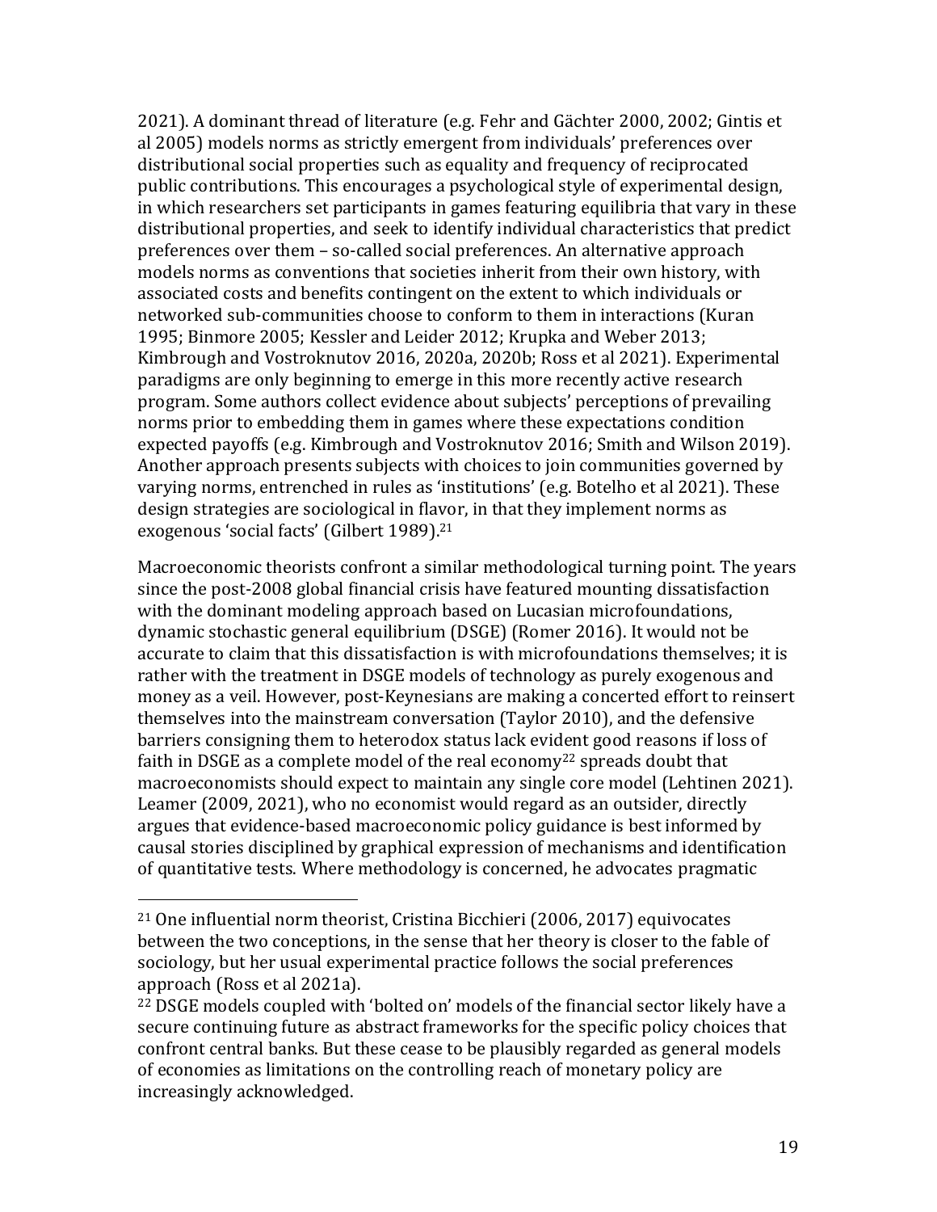2021). A dominant thread of literature (e.g. Fehr and Gächter 2000, 2002; Gintis et al 2005) models norms as strictly emergent from individuals' preferences over distributional social properties such as equality and frequency of reciprocated public contributions. This encourages a psychological style of experimental design, in which researchers set participants in games featuring equilibria that vary in these distributional properties, and seek to identify individual characteristics that predict preferences over them – so-called social preferences. An alternative approach models norms as conventions that societies inherit from their own history, with associated costs and benefits contingent on the extent to which individuals or networked sub-communities choose to conform to them in interactions (Kuran 1995; Binmore 2005; Kessler and Leider 2012; Krupka and Weber 2013; Kimbrough and Vostroknutov 2016, 2020a, 2020b; Ross et al 2021). Experimental paradigms are only beginning to emerge in this more recently active research program. Some authors collect evidence about subjects' perceptions of prevailing norms prior to embedding them in games where these expectations condition expected payoffs (e.g. Kimbrough and Vostroknutov 2016; Smith and Wilson 2019). Another approach presents subjects with choices to join communities governed by varying norms, entrenched in rules as 'institutions' (e.g. Botelho et al 2021). These design strategies are sociological in flavor, in that they implement norms as exogenous 'social facts' (Gilbert 1989).[21]

Macroeconomic theorists confront a similar methodological turning point. The years since the post-2008 global financial crisis have featured mounting dissatisfaction with the dominant modeling approach based on Lucasian microfoundations, dynamic stochastic general equilibrium (DSGE) (Romer 2016). It would not be accurate to claim that this dissatisfaction is with microfoundations themselves; it is rather with the treatment in DSGE models of technology as purely exogenous and money as a veil. However, post-Keynesians are making a concerted effort to reinsert themselves into the mainstream conversation (Taylor 2010), and the defensive barriers consigning them to heterodox status lack evident good reasons if loss of faith in DSGE as a complete model of the real economy[22] spreads doubt that macroeconomists should expect to maintain any single core model (Lehtinen 2021). Leamer (2009, 2021), who no economist would regard as an outsider, directly argues that evidence-based macroeconomic policy guidance is best informed by causal stories disciplined by graphical expression of mechanisms and identification of quantitative tests. Where methodology is concerned, he advocates pragmatic

[21] One influential norm theorist, Cristina Bicchieri (2006, 2017) equivocates between the two conceptions, in the sense that her theory is closer to the fable of sociology, but her usual experimental practice follows the social preferences approach (Ross et al 2021a).

[22] DSGE models coupled with 'bolted on' models of the financial sector likely have a secure continuing future as abstract frameworks for the specific policy choices that confront central banks. But these cease to be plausibly regarded as general models of economies as limitations on the controlling reach of monetary policy are increasingly acknowledged.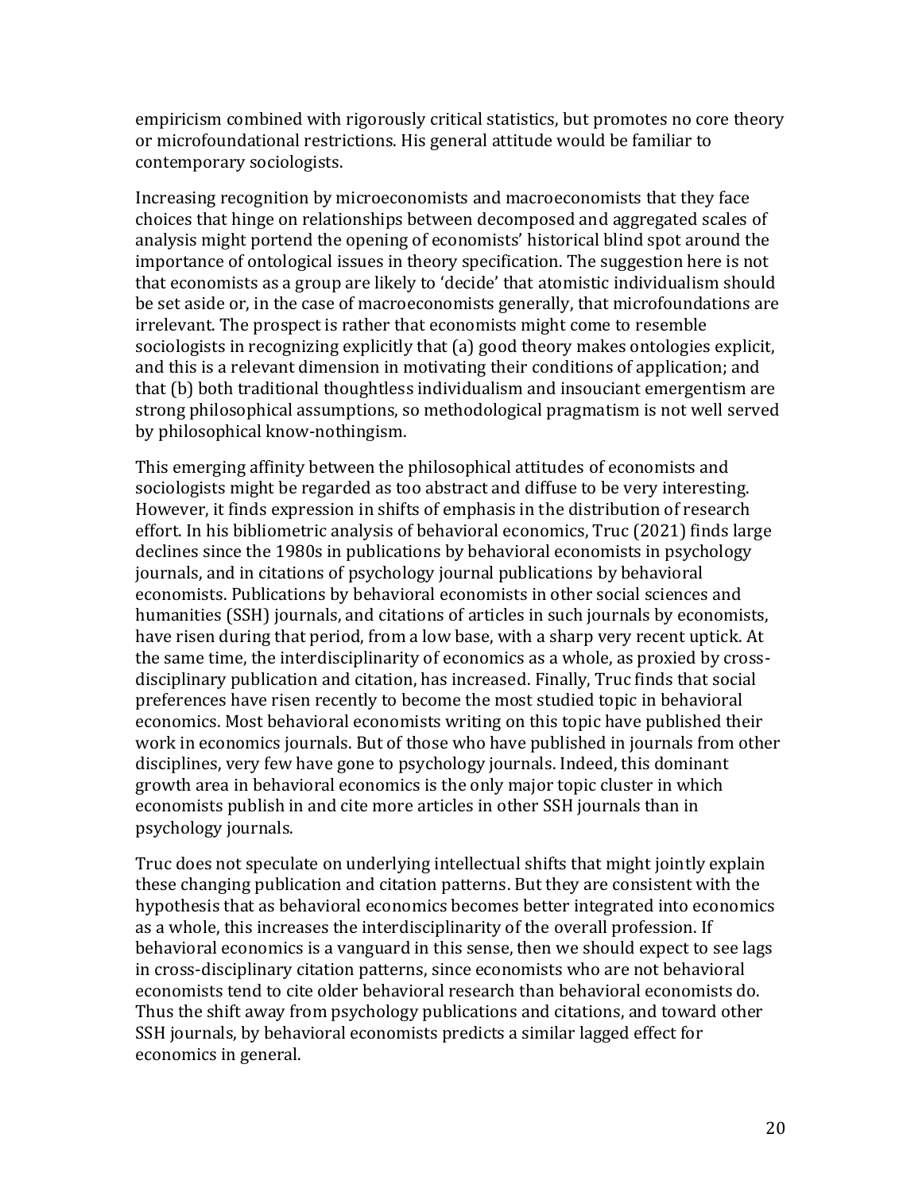empiricism combined with rigorously critical statistics, but promotes no core theory or microfoundational restrictions. His general attitude would be familiar to contemporary sociologists.

Increasing recognition by microeconomists and macroeconomists that they face choices that hinge on relationships between decomposed and aggregated scales of analysis might portend the opening of economists' historical blind spot around the importance of ontological issues in theory specification. The suggestion here is not that economists as a group are likely to 'decide' that atomistic individualism should be set aside or, in the case of macroeconomists generally, that microfoundations are irrelevant. The prospect is rather that economists might come to resemble sociologists in recognizing explicitly that (a) good theory makes ontologies explicit, and this is a relevant dimension in motivating their conditions of application; and that (b) both traditional thoughtless individualism and insouciant emergentism are strong philosophical assumptions, so methodological pragmatism is not well served by philosophical know-nothingism.

This emerging affinity between the philosophical attitudes of economists and sociologists might be regarded as too abstract and diffuse to be very interesting. However, it finds expression in shifts of emphasis in the distribution of research effort. In his bibliometric analysis of behavioral economics, Truc (2021) finds large declines since the 1980s in publications by behavioral economists in psychology journals, and in citations of psychology journal publications by behavioral economists. Publications by behavioral economists in other social sciences and humanities (SSH) journals, and citations of articles in such journals by economists, have risen during that period, from a low base, with a sharp very recent uptick. At the same time, the interdisciplinarity of economics as a whole, as proxied by cross-disciplinary publication and citation, has increased. Finally, Truc finds that social preferences have risen recently to become the most studied topic in behavioral economics. Most behavioral economists writing on this topic have published their work in economics journals. But of those who have published in journals from other disciplines, very few have gone to psychology journals. Indeed, this dominant growth area in behavioral economics is the only major topic cluster in which economists publish in and cite more articles in other SSH journals than in psychology journals.

Truc does not speculate on underlying intellectual shifts that might jointly explain these changing publication and citation patterns. But they are consistent with the hypothesis that as behavioral economics becomes better integrated into economics as a whole, this increases the interdisciplinarity of the overall profession. If behavioral economics is a vanguard in this sense, then we should expect to see lags in cross-disciplinary citation patterns, since economists who are not behavioral economists tend to cite older behavioral research than behavioral economists do. Thus the shift away from psychology publications and citations, and toward other SSH journals, by behavioral economists predicts a similar lagged effect for economics in general.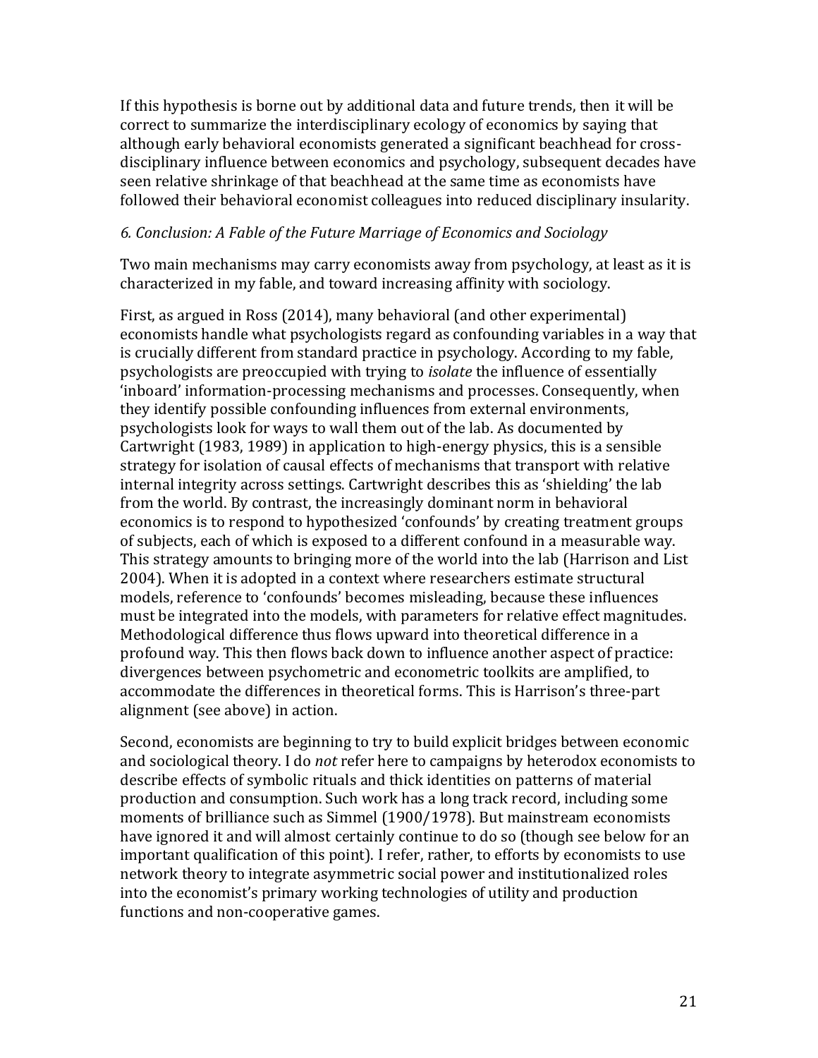If this hypothesis is borne out by additional data and future trends, then it will be correct to summarize the interdisciplinary ecology of economics by saying that although early behavioral economists generated a significant beachhead for cross-disciplinary influence between economics and psychology, subsequent decades have seen relative shrinkage of that beachhead at the same time as economists have followed their behavioral economist colleagues into reduced disciplinary insularity.

## *6. Conclusion: A Fable of the Future Marriage of Economics and Sociology*

Two main mechanisms may carry economists away from psychology, at least as it is characterized in my fable, and toward increasing affinity with sociology.

First, as argued in Ross (2014), many behavioral (and other experimental) economists handle what psychologists regard as confounding variables in a way that is crucially different from standard practice in psychology. According to my fable, psychologists are preoccupied with trying to *isolate* the influence of essentially 'inboard' information-processing mechanisms and processes. Consequently, when they identify possible confounding influences from external environments, psychologists look for ways to wall them out of the lab. As documented by Cartwright (1983, 1989) in application to high-energy physics, this is a sensible strategy for isolation of causal effects of mechanisms that transport with relative internal integrity across settings. Cartwright describes this as 'shielding' the lab from the world. By contrast, the increasingly dominant norm in behavioral economics is to respond to hypothesized 'confounds' by creating treatment groups of subjects, each of which is exposed to a different confound in a measurable way. This strategy amounts to bringing more of the world into the lab (Harrison and List 2004). When it is adopted in a context where researchers estimate structural models, reference to 'confounds' becomes misleading, because these influences must be integrated into the models, with parameters for relative effect magnitudes. Methodological difference thus flows upward into theoretical difference in a profound way. This then flows back down to influence another aspect of practice: divergences between psychometric and econometric toolkits are amplified, to accommodate the differences in theoretical forms. This is Harrison's three-part alignment (see above) in action.

Second, economists are beginning to try to build explicit bridges between economic and sociological theory. I do *not* refer here to campaigns by heterodox economists to describe effects of symbolic rituals and thick identities on patterns of material production and consumption. Such work has a long track record, including some moments of brilliance such as Simmel (1900/1978). But mainstream economists have ignored it and will almost certainly continue to do so (though see below for an important qualification of this point). I refer, rather, to efforts by economists to use network theory to integrate asymmetric social power and institutionalized roles into the economist's primary working technologies of utility and production functions and non-cooperative games.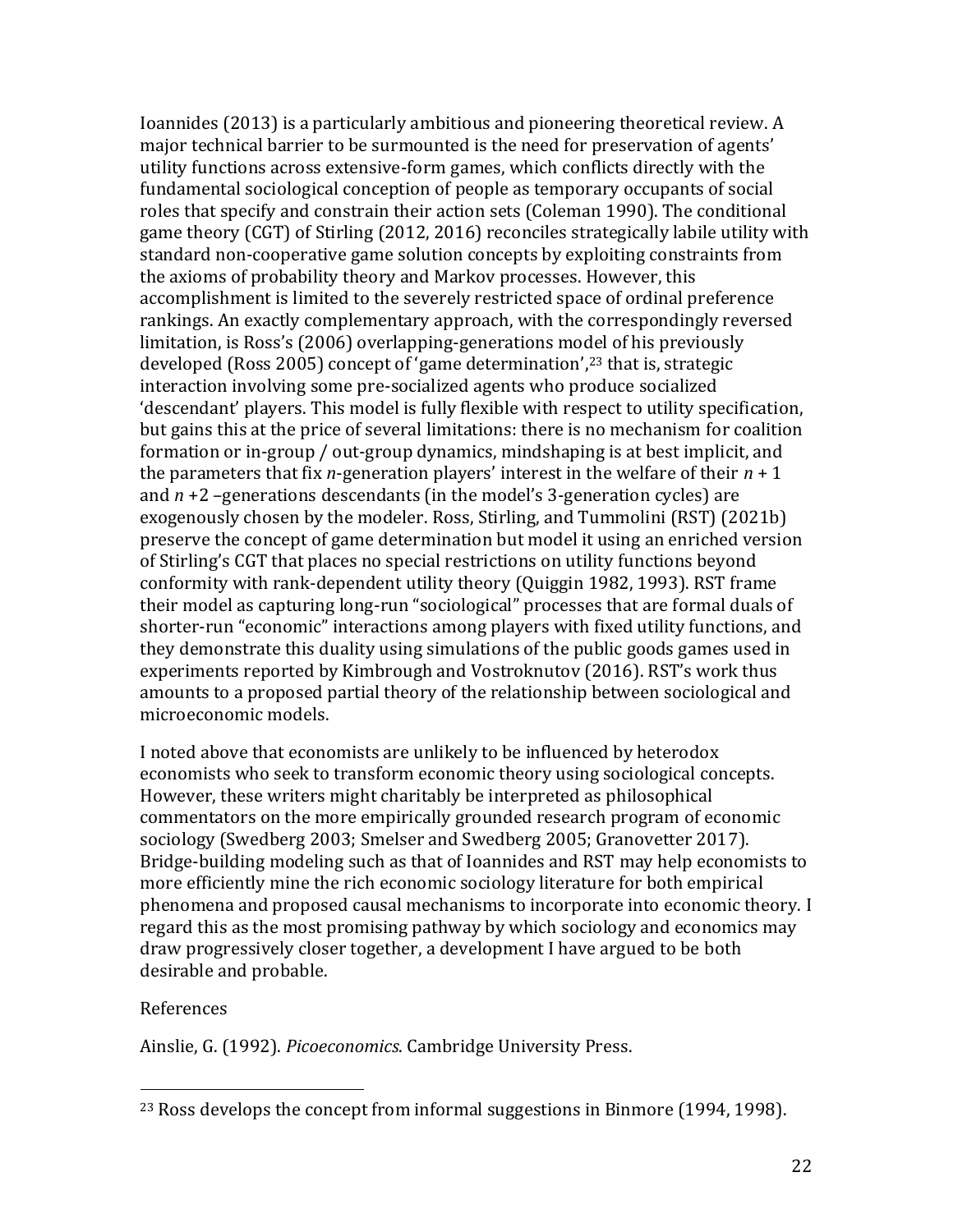Ioannides (2013) is a particularly ambitious and pioneering theoretical review. A major technical barrier to be surmounted is the need for preservation of agents' utility functions across extensive-form games, which conflicts directly with the fundamental sociological conception of people as temporary occupants of social roles that specify and constrain their action sets (Coleman 1990). The conditional game theory (CGT) of Stirling (2012, 2016) reconciles strategically labile utility with standard non-cooperative game solution concepts by exploiting constraints from the axioms of probability theory and Markov processes. However, this accomplishment is limited to the severely restricted space of ordinal preference rankings. An exactly complementary approach, with the correspondingly reversed limitation, is Ross's (2006) overlapping-generations model of his previously developed (Ross 2005) concept of 'game determination',[23] that is, strategic interaction involving some pre-socialized agents who produce socialized 'descendant' players. This model is fully flexible with respect to utility specification, but gains this at the price of several limitations: there is no mechanism for coalition formation or in-group / out-group dynamics, mindshaping is at best implicit, and the parameters that fix $n$-generation players' interest in the welfare of their $n + 1$ and $n + 2$ –generations descendants (in the model's 3-generation cycles) are exogenously chosen by the modeler. Ross, Stirling, and Tummolini (RST) (2021b) preserve the concept of game determination but model it using an enriched version of Stirling's CGT that places no special restrictions on utility functions beyond conformity with rank-dependent utility theory (Quiggin 1982, 1993). RST frame their model as capturing long-run "sociological" processes that are formal duals of shorter-run "economic" interactions among players with fixed utility functions, and they demonstrate this duality using simulations of the public goods games used in experiments reported by Kimbrough and Vostroknutov (2016). RST's work thus amounts to a proposed partial theory of the relationship between sociological and microeconomic models.

I noted above that economists are unlikely to be influenced by heterodox economists who seek to transform economic theory using sociological concepts. However, these writers might charitably be interpreted as philosophical commentators on the more empirically grounded research program of economic sociology (Swedberg 2003; Smelser and Swedberg 2005; Granovetter 2017). Bridge-building modeling such as that of Ioannides and RST may help economists to more efficiently mine the rich economic sociology literature for both empirical phenomena and proposed causal mechanisms to incorporate into economic theory. I regard this as the most promising pathway by which sociology and economics may draw progressively closer together, a development I have argued to be both desirable and probable.

References

Ainslie, G. (1992). *Picoeconomics*. Cambridge University Press.

---

[23] Ross develops the concept from informal suggestions in Binmore (1994, 1998).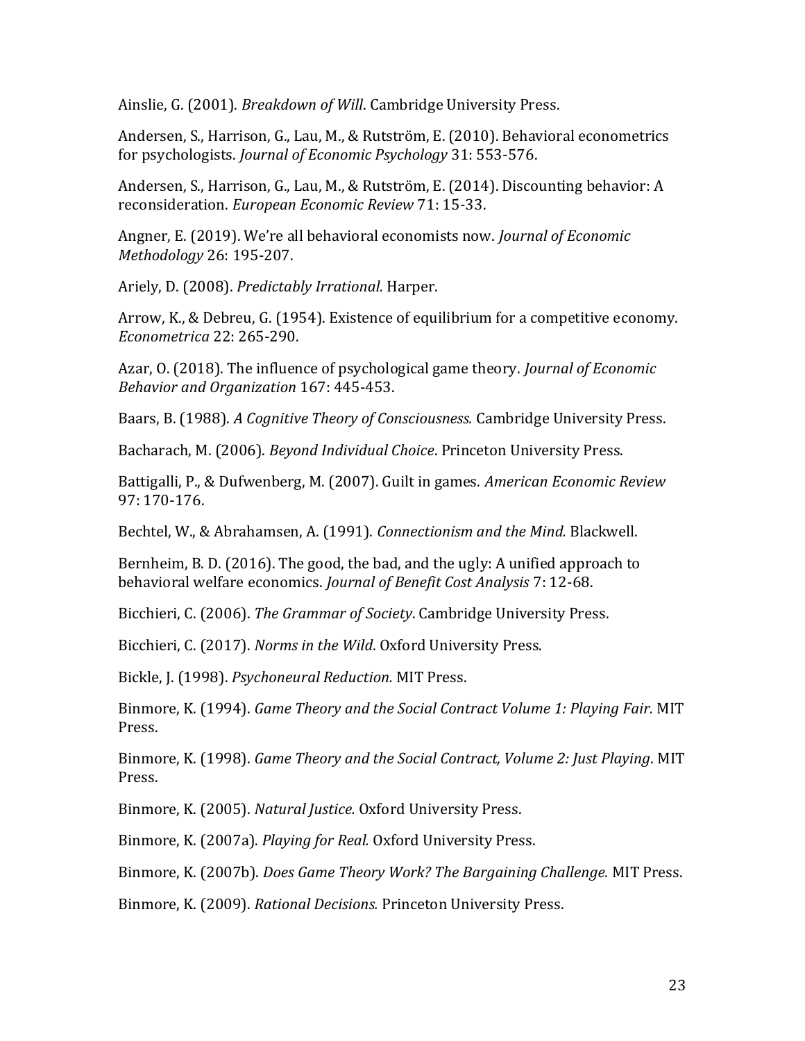Ainslie, G. (2001). *Breakdown of Will*. Cambridge University Press.

Andersen, S., Harrison, G., Lau, M., & Rutström, E. (2010). Behavioral econometrics for psychologists. *Journal of Economic Psychology* 31: 553-576.

Andersen, S., Harrison, G., Lau, M., & Rutström, E. (2014). Discounting behavior: A reconsideration. *European Economic Review* 71: 15-33.

Angner, E. (2019). We're all behavioral economists now. *Journal of Economic Methodology* 26: 195-207.

Ariely, D. (2008). *Predictably Irrational.* Harper.

Arrow, K., & Debreu, G. (1954). Existence of equilibrium for a competitive economy. *Econometrica* 22: 265-290.

Azar, O. (2018). The influence of psychological game theory. *Journal of Economic Behavior and Organization* 167: 445-453.

Baars, B. (1988). *A Cognitive Theory of Consciousness.* Cambridge University Press.

Bacharach, M. (2006). *Beyond Individual Choice*. Princeton University Press.

Battigalli, P., & Dufwenberg, M. (2007). Guilt in games. *American Economic Review* 97: 170-176.

Bechtel, W., & Abrahamsen, A. (1991). *Connectionism and the Mind.* Blackwell.

Bernheim, B. D. (2016). The good, the bad, and the ugly: A unified approach to behavioral welfare economics. *Journal of Benefit Cost Analysis* 7: 12-68.

Bicchieri, C. (2006). *The Grammar of Society*. Cambridge University Press.

Bicchieri, C. (2017). *Norms in the Wild*. Oxford University Press.

Bickle, J. (1998). *Psychoneural Reduction.* MIT Press.

Binmore, K. (1994). *Game Theory and the Social Contract Volume 1: Playing Fair.* MIT Press.

Binmore, K. (1998). *Game Theory and the Social Contract, Volume 2: Just Playing*. MIT Press.

Binmore, K. (2005). *Natural Justice.* Oxford University Press.

Binmore, K. (2007a). *Playing for Real.* Oxford University Press.

Binmore, K. (2007b). *Does Game Theory Work? The Bargaining Challenge.* MIT Press.

Binmore, K. (2009). *Rational Decisions.* Princeton University Press.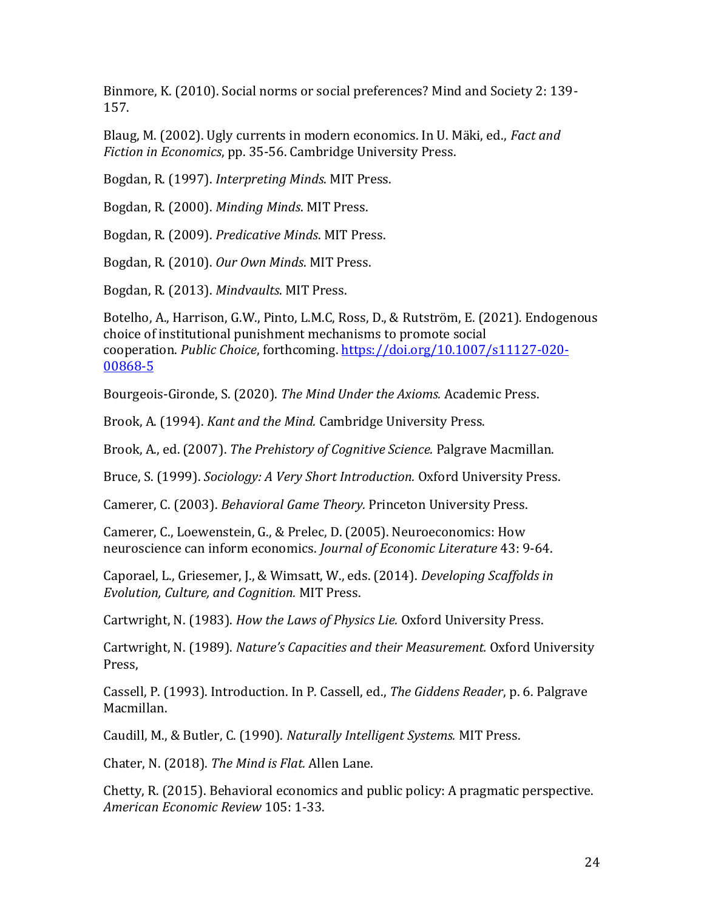Binmore, K. (2010). Social norms or social preferences? Mind and Society 2: 139-157.

Blaug, M. (2002). Ugly currents in modern economics. In U. Mäki, ed., *Fact and Fiction in Economics*, pp. 35-56. Cambridge University Press.

Bogdan, R. (1997). *Interpreting Minds*. MIT Press.

Bogdan, R. (2000). *Minding Minds*. MIT Press.

Bogdan, R. (2009). *Predicative Minds*. MIT Press.

Bogdan, R. (2010). *Our Own Minds*. MIT Press.

Bogdan, R. (2013). *Mindvaults*. MIT Press.

Botelho, A., Harrison, G.W., Pinto, L.M.C, Ross, D., & Rutström, E. (2021). Endogenous choice of institutional punishment mechanisms to promote social cooperation. *Public Choice*, forthcoming. https://doi.org/10.1007/s11127-020-00868-5

Bourgeois-Gironde, S. (2020). *The Mind Under the Axioms.* Academic Press.

Brook, A. (1994). *Kant and the Mind.* Cambridge University Press.

Brook, A., ed. (2007). *The Prehistory of Cognitive Science.* Palgrave Macmillan.

Bruce, S. (1999). *Sociology: A Very Short Introduction.* Oxford University Press.

Camerer, C. (2003). *Behavioral Game Theory.* Princeton University Press.

Camerer, C., Loewenstein, G., & Prelec, D. (2005). Neuroeconomics: How neuroscience can inform economics. *Journal of Economic Literature* 43: 9-64.

Caporael, L., Griesemer, J., & Wimsatt, W., eds. (2014). *Developing Scaffolds in Evolution, Culture, and Cognition.* MIT Press.

Cartwright, N. (1983). *How the Laws of Physics Lie.* Oxford University Press.

Cartwright, N. (1989). *Nature's Capacities and their Measurement.* Oxford University Press,

Cassell, P. (1993). Introduction. In P. Cassell, ed., *The Giddens Reader*, p. 6. Palgrave Macmillan.

Caudill, M., & Butler, C. (1990). *Naturally Intelligent Systems.* MIT Press.

Chater, N. (2018). *The Mind is Flat.* Allen Lane.

Chetty, R. (2015). Behavioral economics and public policy: A pragmatic perspective. *American Economic Review* 105: 1-33.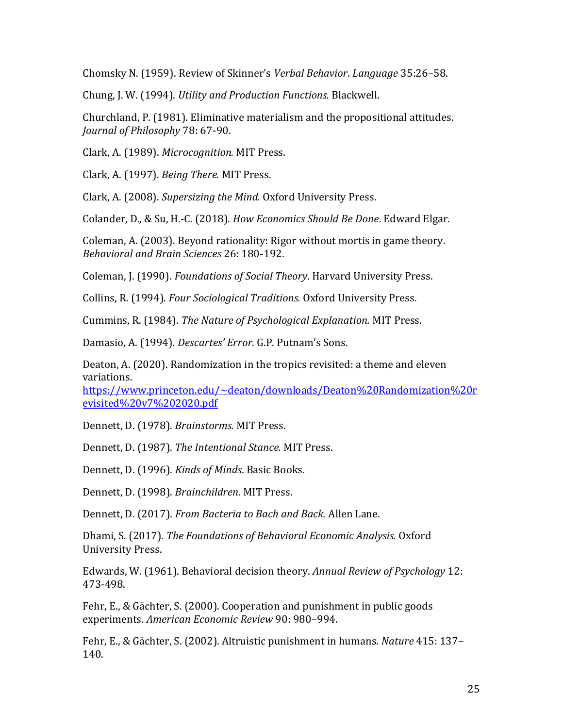Chomsky N. (1959). Review of Skinner's *Verbal Behavior*. *Language* 35:26–58.

Chung, J. W. (1994). *Utility and Production Functions.* Blackwell.

Churchland, P. (1981). Eliminative materialism and the propositional attitudes. *Journal of Philosophy* 78: 67-90.

Clark, A. (1989). *Microcognition.* MIT Press.

Clark, A. (1997). *Being There.* MIT Press.

Clark, A. (2008). *Supersizing the Mind.* Oxford University Press.

Colander, D., & Su, H.-C. (2018). *How Economics Should Be Done*. Edward Elgar.

Coleman, A. (2003). Beyond rationality: Rigor without mortis in game theory. *Behavioral and Brain Sciences* 26: 180-192.

Coleman, J. (1990). *Foundations of Social Theory*. Harvard University Press.

Collins, R. (1994). *Four Sociological Traditions.* Oxford University Press.

Cummins, R. (1984). *The Nature of Psychological Explanation.* MIT Press.

Damasio, A. (1994). *Descartes' Error.* G.P. Putnam's Sons.

Deaton, A. (2020). Randomization in the tropics revisited: a theme and eleven variations. https://www.princeton.edu/~deaton/downloads/Deaton%20Randomization%20revisited%20v7%202020.pdf

Dennett, D. (1978). *Brainstorms.* MIT Press.

Dennett, D. (1987). *The Intentional Stance.* MIT Press.

Dennett, D. (1996). *Kinds of Minds*. Basic Books.

Dennett, D. (1998). *Brainchildren.* MIT Press.

Dennett, D. (2017). *From Bacteria to Bach and Back.* Allen Lane.

Dhami, S. (2017). *The Foundations of Behavioral Economic Analysis.* Oxford University Press.

Edwards, W. (1961). Behavioral decision theory. *Annual Review of Psychology* 12: 473-498.

Fehr, E., & Gächter, S. (2000). Cooperation and punishment in public goods experiments. *American Economic Review* 90: 980–994.

Fehr, E., & Gächter, S. (2002). Altruistic punishment in humans. *Nature* 415: 137–140.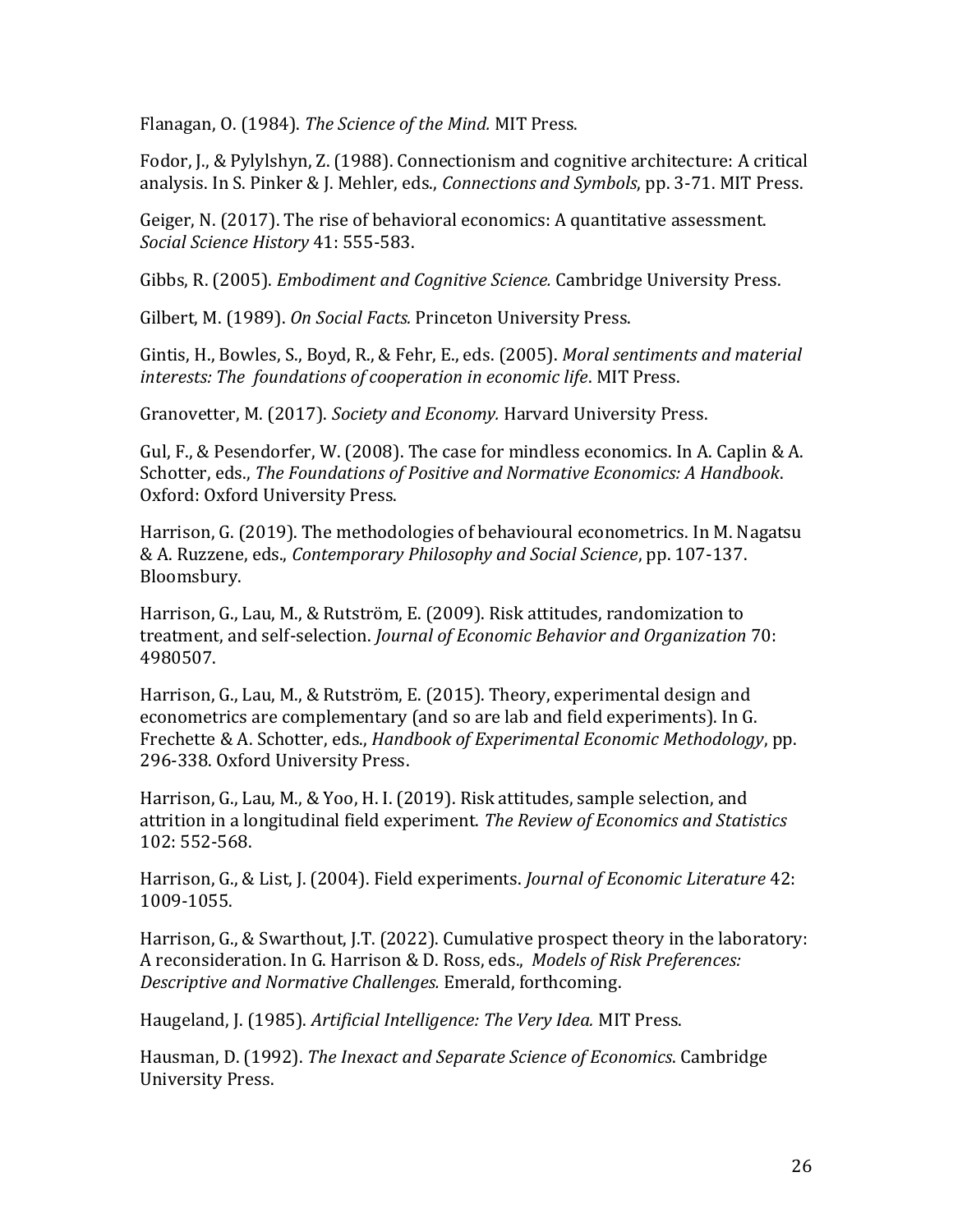Flanagan, O. (1984). *The Science of the Mind.* MIT Press.

Fodor, J., & Pylylshyn, Z. (1988). Connectionism and cognitive architecture: A critical analysis. In S. Pinker & J. Mehler, eds., *Connections and Symbols*, pp. 3-71. MIT Press.

Geiger, N. (2017). The rise of behavioral economics: A quantitative assessment. *Social Science History* 41: 555-583.

Gibbs, R. (2005). *Embodiment and Cognitive Science.* Cambridge University Press.

Gilbert, M. (1989). *On Social Facts.* Princeton University Press.

Gintis, H., Bowles, S., Boyd, R., & Fehr, E., eds. (2005). *Moral sentiments and material interests: The foundations of cooperation in economic life*. MIT Press.

Granovetter, M. (2017). *Society and Economy.* Harvard University Press.

Gul, F., & Pesendorfer, W. (2008). The case for mindless economics. In A. Caplin & A. Schotter, eds., *The Foundations of Positive and Normative Economics: A Handbook*. Oxford: Oxford University Press.

Harrison, G. (2019). The methodologies of behavioural econometrics. In M. Nagatsu & A. Ruzzene, eds., *Contemporary Philosophy and Social Science*, pp. 107-137. Bloomsbury.

Harrison, G., Lau, M., & Rutström, E. (2009). Risk attitudes, randomization to treatment, and self-selection. *Journal of Economic Behavior and Organization* 70: 4980507.

Harrison, G., Lau, M., & Rutström, E. (2015). Theory, experimental design and econometrics are complementary (and so are lab and field experiments). In G. Frechette & A. Schotter, eds., *Handbook of Experimental Economic Methodology*, pp. 296-338. Oxford University Press.

Harrison, G., Lau, M., & Yoo, H. I. (2019). Risk attitudes, sample selection, and attrition in a longitudinal field experiment. *The Review of Economics and Statistics* 102: 552-568.

Harrison, G., & List, J. (2004). Field experiments. *Journal of Economic Literature* 42: 1009-1055.

Harrison, G., & Swarthout, J.T. (2022). Cumulative prospect theory in the laboratory: A reconsideration. In G. Harrison & D. Ross, eds., *Models of Risk Preferences: Descriptive and Normative Challenges.* Emerald, forthcoming.

Haugeland, J. (1985). *Artificial Intelligence: The Very Idea.* MIT Press.

Hausman, D. (1992). *The Inexact and Separate Science of Economics*. Cambridge University Press.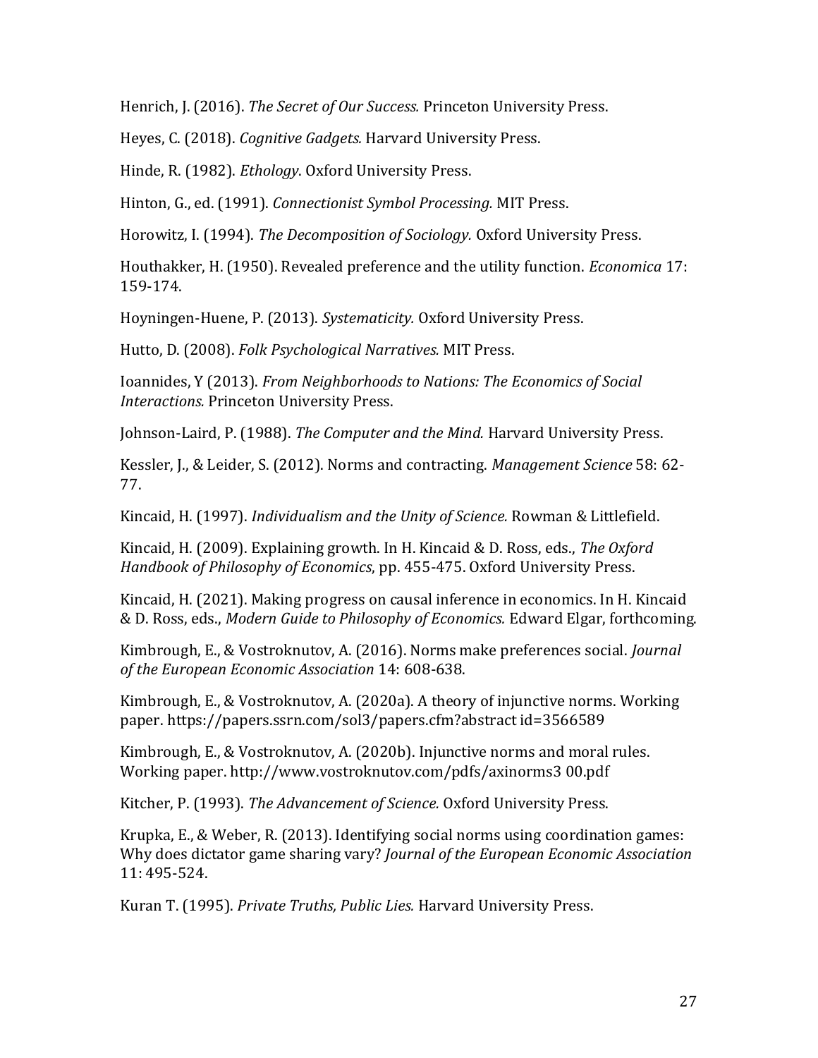Henrich, J. (2016). *The Secret of Our Success.* Princeton University Press.

Heyes, C. (2018). *Cognitive Gadgets.* Harvard University Press.

Hinde, R. (1982). *Ethology*. Oxford University Press.

Hinton, G., ed. (1991). *Connectionist Symbol Processing.* MIT Press.

Horowitz, I. (1994). *The Decomposition of Sociology.* Oxford University Press.

Houthakker, H. (1950). Revealed preference and the utility function. *Economica* 17: 159-174.

Hoyningen-Huene, P. (2013). *Systematicity.* Oxford University Press.

Hutto, D. (2008). *Folk Psychological Narratives.* MIT Press.

Ioannides, Y (2013). *From Neighborhoods to Nations: The Economics of Social Interactions.* Princeton University Press.

Johnson-Laird, P. (1988). *The Computer and the Mind.* Harvard University Press.

Kessler, J., & Leider, S. (2012). Norms and contracting. *Management Science* 58: 62-77.

Kincaid, H. (1997). *Individualism and the Unity of Science.* Rowman & Littlefield.

Kincaid, H. (2009). Explaining growth. In H. Kincaid & D. Ross, eds., *The Oxford Handbook of Philosophy of Economics*, pp. 455-475. Oxford University Press.

Kincaid, H. (2021). Making progress on causal inference in economics. In H. Kincaid & D. Ross, eds., *Modern Guide to Philosophy of Economics.* Edward Elgar, forthcoming.

Kimbrough, E., & Vostroknutov, A. (2016). Norms make preferences social. *Journal of the European Economic Association* 14: 608-638.

Kimbrough, E., & Vostroknutov, A. (2020a). A theory of injunctive norms. Working paper. https://papers.ssrn.com/sol3/papers.cfm?abstract id=3566589

Kimbrough, E., & Vostroknutov, A. (2020b). Injunctive norms and moral rules. Working paper. http://www.vostroknutov.com/pdfs/axinorms3 00.pdf

Kitcher, P. (1993). *The Advancement of Science.* Oxford University Press.

Krupka, E., & Weber, R. (2013). Identifying social norms using coordination games: Why does dictator game sharing vary? *Journal of the European Economic Association* 11: 495-524.

Kuran T. (1995). *Private Truths, Public Lies.* Harvard University Press.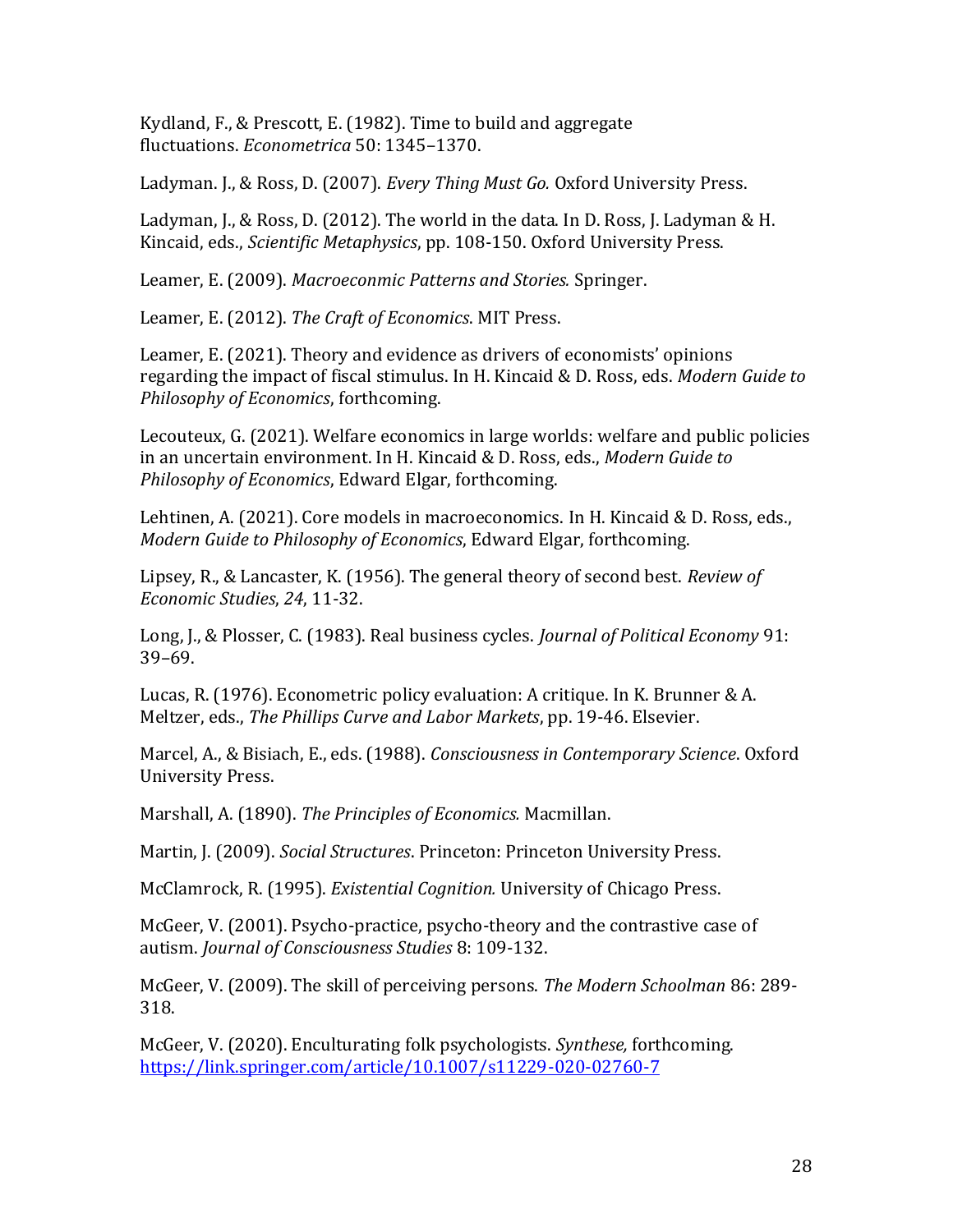Kydland, F., & Prescott, E. (1982). Time to build and aggregate fluctuations. *Econometrica* 50: 1345–1370.

Ladyman. J., & Ross, D. (2007). *Every Thing Must Go.* Oxford University Press.

Ladyman, J., & Ross, D. (2012). The world in the data. In D. Ross, J. Ladyman & H. Kincaid, eds., *Scientific Metaphysics*, pp. 108-150. Oxford University Press.

Leamer, E. (2009). *Macroeconmic Patterns and Stories.* Springer.

Leamer, E. (2012). *The Craft of Economics*. MIT Press.

Leamer, E. (2021). Theory and evidence as drivers of economists' opinions regarding the impact of fiscal stimulus. In H. Kincaid & D. Ross, eds. *Modern Guide to Philosophy of Economics*, forthcoming.

Lecouteux, G. (2021). Welfare economics in large worlds: welfare and public policies in an uncertain environment. In H. Kincaid & D. Ross, eds., *Modern Guide to Philosophy of Economics*, Edward Elgar, forthcoming.

Lehtinen, A. (2021). Core models in macroeconomics. In H. Kincaid & D. Ross, eds., *Modern Guide to Philosophy of Economics*, Edward Elgar, forthcoming.

Lipsey, R., & Lancaster, K. (1956). The general theory of second best. *Review of Economic Studies*, *24*, 11-32.

Long, J., & Plosser, C. (1983). Real business cycles. *Journal of Political Economy* 91: 39–69.

Lucas, R. (1976). Econometric policy evaluation: A critique. In K. Brunner & A. Meltzer, eds., *The Phillips Curve and Labor Markets*, pp. 19-46. Elsevier.

Marcel, A., & Bisiach, E., eds. (1988). *Consciousness in Contemporary Science*. Oxford University Press.

Marshall, A. (1890). *The Principles of Economics.* Macmillan.

Martin, J. (2009). *Social Structures*. Princeton: Princeton University Press.

McClamrock, R. (1995). *Existential Cognition.* University of Chicago Press.

McGeer, V. (2001). Psycho-practice, psycho-theory and the contrastive case of autism. *Journal of Consciousness Studies* 8: 109-132.

McGeer, V. (2009). The skill of perceiving persons. *The Modern Schoolman* 86: 289-318.

McGeer, V. (2020). Enculturating folk psychologists. *Synthese,* forthcoming. https://link.springer.com/article/10.1007/s11229-020-02760-7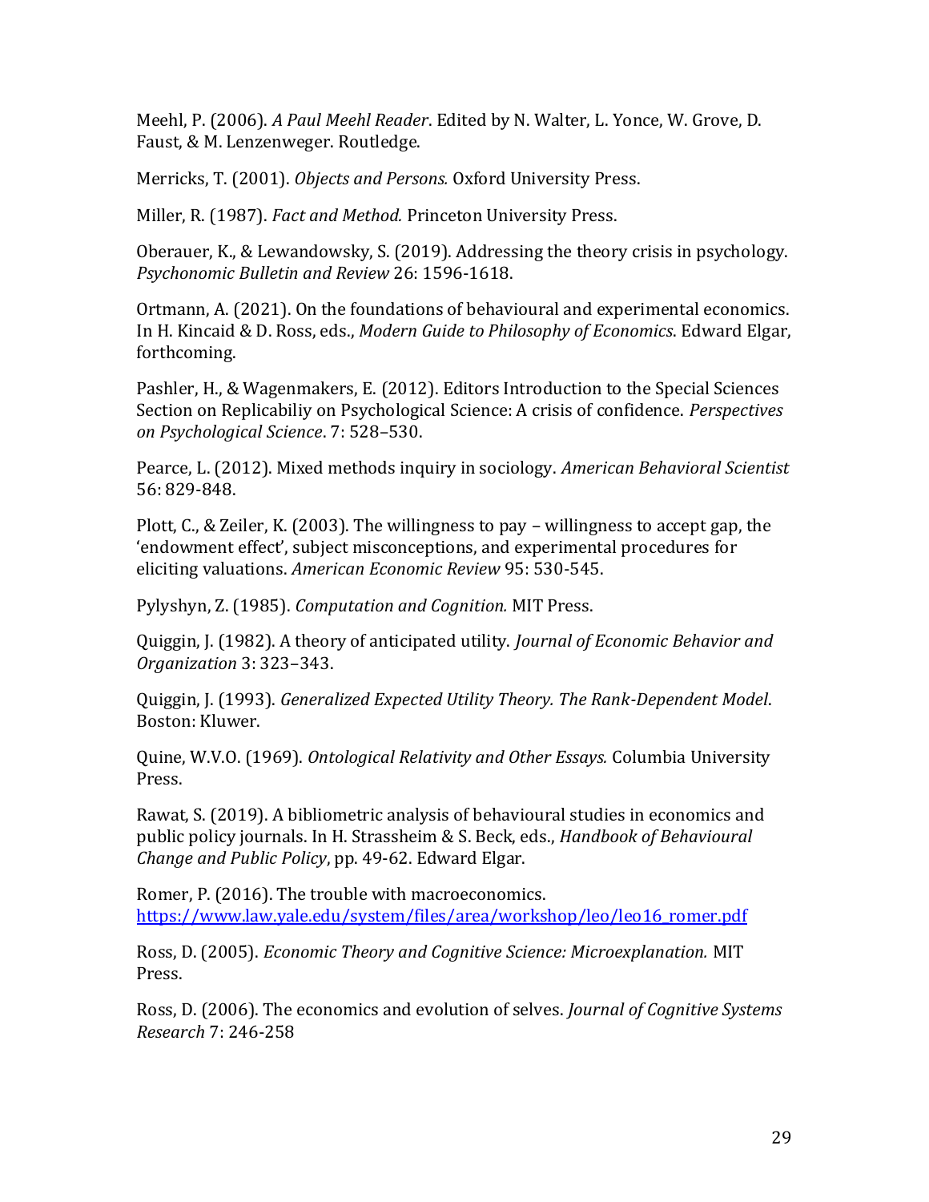Meehl, P. (2006). *A Paul Meehl Reader*. Edited by N. Walter, L. Yonce, W. Grove, D. Faust, & M. Lenzenweger. Routledge.

Merricks, T. (2001). *Objects and Persons.* Oxford University Press.

Miller, R. (1987). *Fact and Method.* Princeton University Press.

Oberauer, K., & Lewandowsky, S. (2019). Addressing the theory crisis in psychology. *Psychonomic Bulletin and Review* 26: 1596-1618.

Ortmann, A. (2021). On the foundations of behavioural and experimental economics. In H. Kincaid & D. Ross, eds., *Modern Guide to Philosophy of Economics*. Edward Elgar, forthcoming.

Pashler, H., & Wagenmakers, E. (2012). Editors Introduction to the Special Sciences Section on Replicabiliy on Psychological Science: A crisis of confidence. *Perspectives on Psychological Science*. 7: 528–530.

Pearce, L. (2012). Mixed methods inquiry in sociology. *American Behavioral Scientist* 56: 829-848.

Plott, C., & Zeiler, K. (2003). The willingness to pay – willingness to accept gap, the 'endowment effect', subject misconceptions, and experimental procedures for eliciting valuations. *American Economic Review* 95: 530-545.

Pylyshyn, Z. (1985). *Computation and Cognition.* MIT Press.

Quiggin, J. (1982). A theory of anticipated utility. *Journal of Economic Behavior and Organization* 3: 323–343.

Quiggin, J. (1993). *Generalized Expected Utility Theory. The Rank-Dependent Model*. Boston: Kluwer.

Quine, W.V.O. (1969). *Ontological Relativity and Other Essays.* Columbia University Press.

Rawat, S. (2019). A bibliometric analysis of behavioural studies in economics and public policy journals. In H. Strassheim & S. Beck, eds., *Handbook of Behavioural Change and Public Policy*, pp. 49-62. Edward Elgar.

Romer, P. (2016). The trouble with macroeconomics. https://www.law.yale.edu/system/files/area/workshop/leo/leo16_romer.pdf

Ross, D. (2005). *Economic Theory and Cognitive Science: Microexplanation.* MIT Press.

Ross, D. (2006). The economics and evolution of selves. *Journal of Cognitive Systems Research* 7: 246-258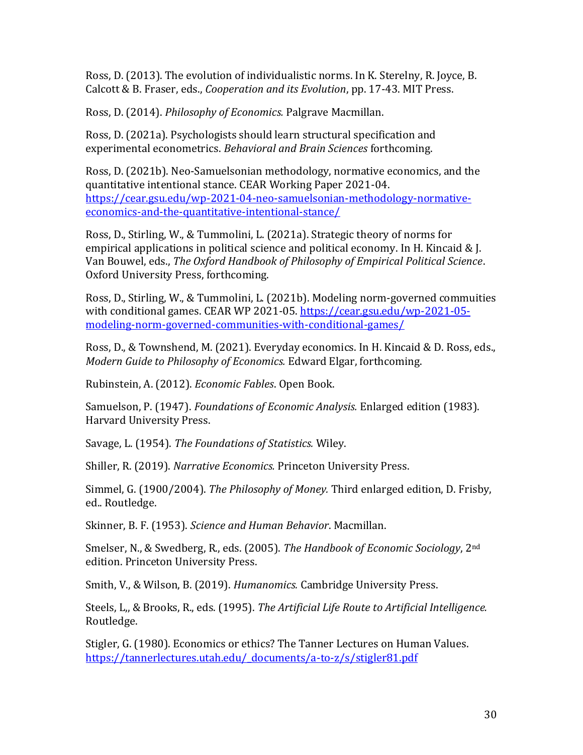Ross, D. (2013). The evolution of individualistic norms. In K. Sterelny, R. Joyce, B. Calcott & B. Fraser, eds., *Cooperation and its Evolution*, pp. 17-43. MIT Press.

Ross, D. (2014). *Philosophy of Economics.* Palgrave Macmillan.

Ross, D. (2021a). Psychologists should learn structural specification and experimental econometrics. *Behavioral and Brain Sciences* forthcoming.

Ross, D. (2021b). Neo-Samuelsonian methodology, normative economics, and the quantitative intentional stance. CEAR Working Paper 2021-04. https://cear.gsu.edu/wp-2021-04-neo-samuelsonian-methodology-normative-economics-and-the-quantitative-intentional-stance/

Ross, D., Stirling, W., & Tummolini, L. (2021a). Strategic theory of norms for empirical applications in political science and political economy. In H. Kincaid & J. Van Bouwel, eds., *The Oxford Handbook of Philosophy of Empirical Political Science*. Oxford University Press, forthcoming.

Ross, D., Stirling, W., & Tummolini, L. (2021b). Modeling norm-governed commuities with conditional games. CEAR WP 2021-05. https://cear.gsu.edu/wp-2021-05-modeling-norm-governed-communities-with-conditional-games/

Ross, D., & Townshend, M. (2021). Everyday economics. In H. Kincaid & D. Ross, eds., *Modern Guide to Philosophy of Economics.* Edward Elgar, forthcoming.

Rubinstein, A. (2012). *Economic Fables*. Open Book.

Samuelson, P. (1947). *Foundations of Economic Analysis.* Enlarged edition (1983). Harvard University Press.

Savage, L. (1954). *The Foundations of Statistics.* Wiley.

Shiller, R. (2019). *Narrative Economics.* Princeton University Press.

Simmel, G. (1900/2004). *The Philosophy of Money.* Third enlarged edition, D. Frisby, ed.. Routledge.

Skinner, B. F. (1953). *Science and Human Behavior*. Macmillan.

Smelser, N., & Swedberg, R., eds. (2005). *The Handbook of Economic Sociology*, 2nd edition. Princeton University Press.

Smith, V., & Wilson, B. (2019). *Humanomics.* Cambridge University Press.

Steels, L,, & Brooks, R., eds. (1995). *The Artificial Life Route to Artificial Intelligence.* Routledge.

Stigler, G. (1980). Economics or ethics? The Tanner Lectures on Human Values. https://tannerlectures.utah.edu/_documents/a-to-z/s/stigler81.pdf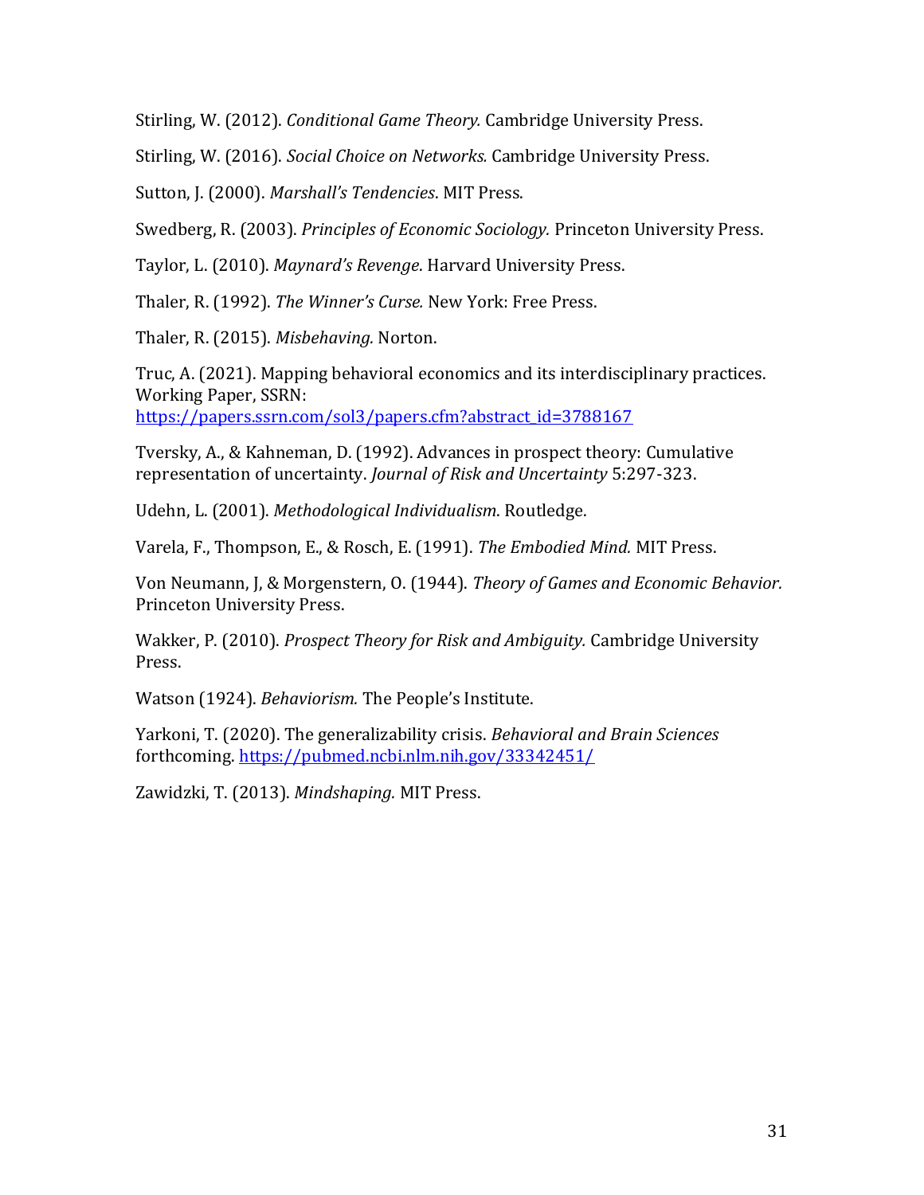Stirling, W. (2012). *Conditional Game Theory.* Cambridge University Press.

Stirling, W. (2016). *Social Choice on Networks.* Cambridge University Press.

Sutton, J. (2000). *Marshall's Tendencies*. MIT Press.

Swedberg, R. (2003). *Principles of Economic Sociology.* Princeton University Press.

Taylor, L. (2010). *Maynard's Revenge*. Harvard University Press.

Thaler, R. (1992). *The Winner's Curse.* New York: Free Press.

Thaler, R. (2015). *Misbehaving.* Norton.

Truc, A. (2021). Mapping behavioral economics and its interdisciplinary practices. Working Paper, SSRN: https://papers.ssrn.com/sol3/papers.cfm?abstract_id=3788167

Tversky, A., & Kahneman, D. (1992). Advances in prospect theory: Cumulative representation of uncertainty. *Journal of Risk and Uncertainty* 5:297-323.

Udehn, L. (2001). *Methodological Individualism*. Routledge.

Varela, F., Thompson, E., & Rosch, E. (1991). *The Embodied Mind.* MIT Press.

Von Neumann, J, & Morgenstern, O. (1944). *Theory of Games and Economic Behavior.* Princeton University Press.

Wakker, P. (2010). *Prospect Theory for Risk and Ambiguity.* Cambridge University Press.

Watson (1924). *Behaviorism.* The People's Institute.

Yarkoni, T. (2020). The generalizability crisis. *Behavioral and Brain Sciences* forthcoming. https://pubmed.ncbi.nlm.nih.gov/33342451/

Zawidzki, T. (2013). *Mindshaping.* MIT Press.